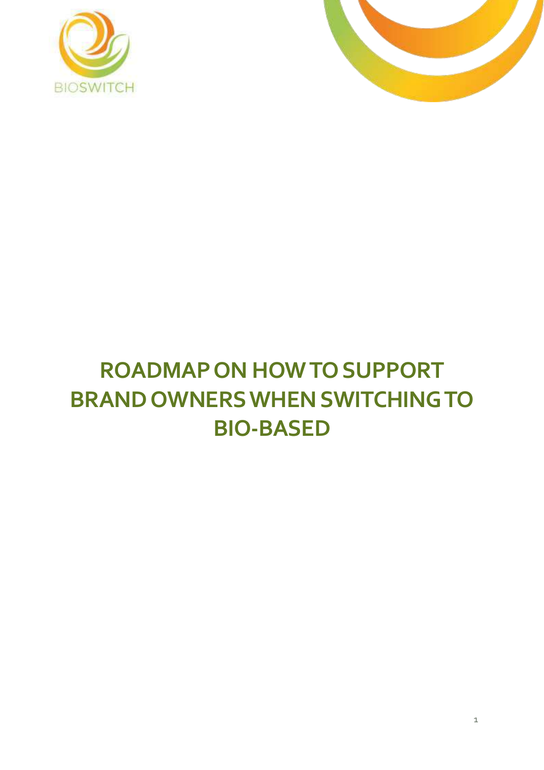BIOSWITCH

# ROADMAP ON HOW TO SUPPORT BRAND OWNERS WHEN SWITCHING TO BIO-BASED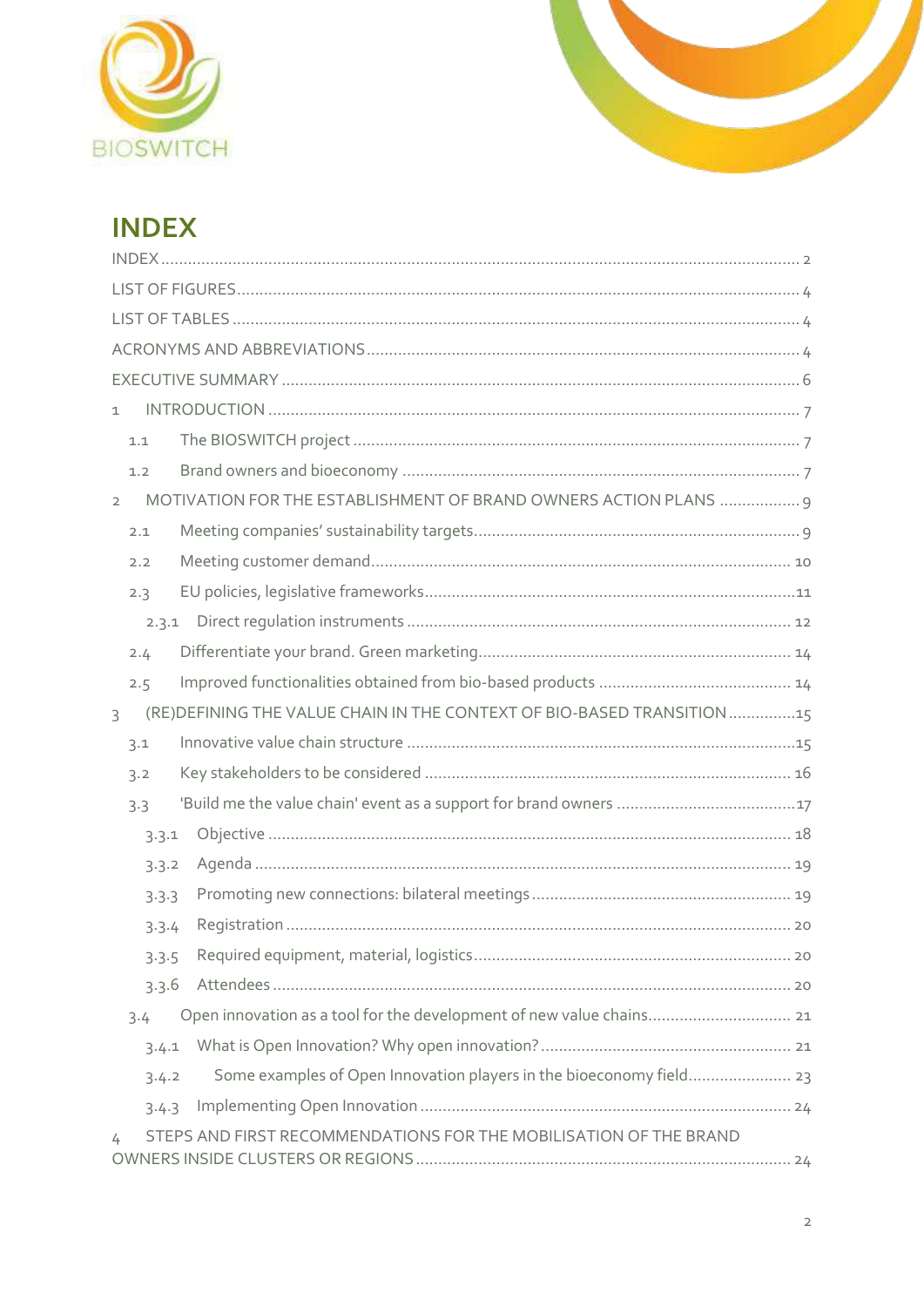# INDEX

INDEX ........ 2
LIST OF FIGURES ........ 4
LIST OF TABLES ........ 4
ACRONYMS AND ABBREVIATIONS ........ 4
EXECUTIVE SUMMARY ........ 6
1 INTRODUCTION ........ 7
  1.1 The BIOSWITCH project ........ 7
  1.2 Brand owners and bioeconomy ........ 7
2 MOTIVATION FOR THE ESTABLISHMENT OF BRAND OWNERS ACTION PLANS ........ 9
  2.1 Meeting companies' sustainability targets ........ 9
  2.2 Meeting customer demand ........ 10
  2.3 EU policies, legislative frameworks ........ 11
    2.3.1 Direct regulation instruments ........ 12
  2.4 Differentiate your brand. Green marketing ........ 14
  2.5 Improved functionalities obtained from bio-based products ........ 14
3 (RE)DEFINING THE VALUE CHAIN IN THE CONTEXT OF BIO-BASED TRANSITION ........ 15
  3.1 Innovative value chain structure ........ 15
  3.2 Key stakeholders to be considered ........ 16
  3.3 'Build me the value chain' event as a support for brand owners ........ 17
    3.3.1 Objective ........ 18
    3.3.2 Agenda ........ 19
    3.3.3 Promoting new connections: bilateral meetings ........ 19
    3.3.4 Registration ........ 20
    3.3.5 Required equipment, material, logistics ........ 20
    3.3.6 Attendees ........ 20
  3.4 Open innovation as a tool for the development of new value chains ........ 21
    3.4.1 What is Open Innovation? Why open innovation? ........ 21
    3.4.2 Some examples of Open Innovation players in the bioeconomy field ........ 23
    3.4.3 Implementing Open Innovation ........ 24
4 STEPS AND FIRST RECOMMENDATIONS FOR THE MOBILISATION OF THE BRAND OWNERS INSIDE CLUSTERS OR REGIONS ........ 24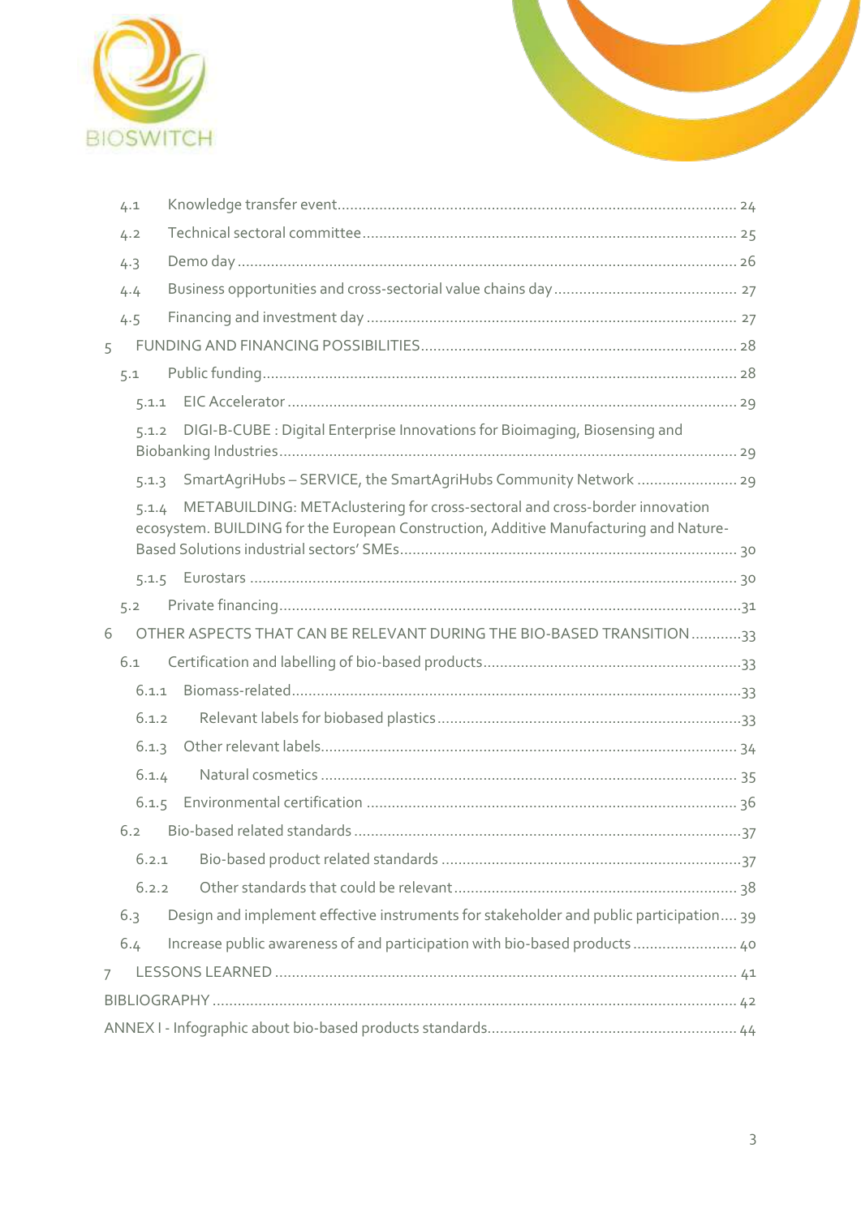- 4.1 Knowledge transfer event ........ 24
- 4.2 Technical sectoral committee ........ 25
- 4.3 Demo day ........ 26
- 4.4 Business opportunities and cross-sectorial value chains day ........ 27
- 4.5 Financing and investment day ........ 27

5 FUNDING AND FINANCING POSSIBILITIES ........ 28

- 5.1 Public funding ........ 28
  - 5.1.1 EIC Accelerator ........ 29
  - 5.1.2 DIGI-B-CUBE : Digital Enterprise Innovations for Bioimaging, Biosensing and Biobanking Industries ........ 29
  - 5.1.3 SmartAgriHubs – SERVICE, the SmartAgriHubs Community Network ........ 29
  - 5.1.4 METABUILDING: METAclustering for cross-sectoral and cross-border innovation ecosystem. BUILDING for the European Construction, Additive Manufacturing and Nature-Based Solutions industrial sectors' SMEs ........ 30
  - 5.1.5 Eurostars ........ 30
- 5.2 Private financing ........ 31

6 OTHER ASPECTS THAT CAN BE RELEVANT DURING THE BIO-BASED TRANSITION ........ 33

- 6.1 Certification and labelling of bio-based products ........ 33
  - 6.1.1 Biomass-related ........ 33
  - 6.1.2 Relevant labels for biobased plastics ........ 33
  - 6.1.3 Other relevant labels ........ 34
  - 6.1.4 Natural cosmetics ........ 35
  - 6.1.5 Environmental certification ........ 36
- 6.2 Bio-based related standards ........ 37
  - 6.2.1 Bio-based product related standards ........ 37
  - 6.2.2 Other standards that could be relevant ........ 38
- 6.3 Design and implement effective instruments for stakeholder and public participation ........ 39
- 6.4 Increase public awareness of and participation with bio-based products ........ 40

7 LESSONS LEARNED ........ 41

BIBLIOGRAPHY ........ 42

ANNEX I - Infographic about bio-based products standards ........ 44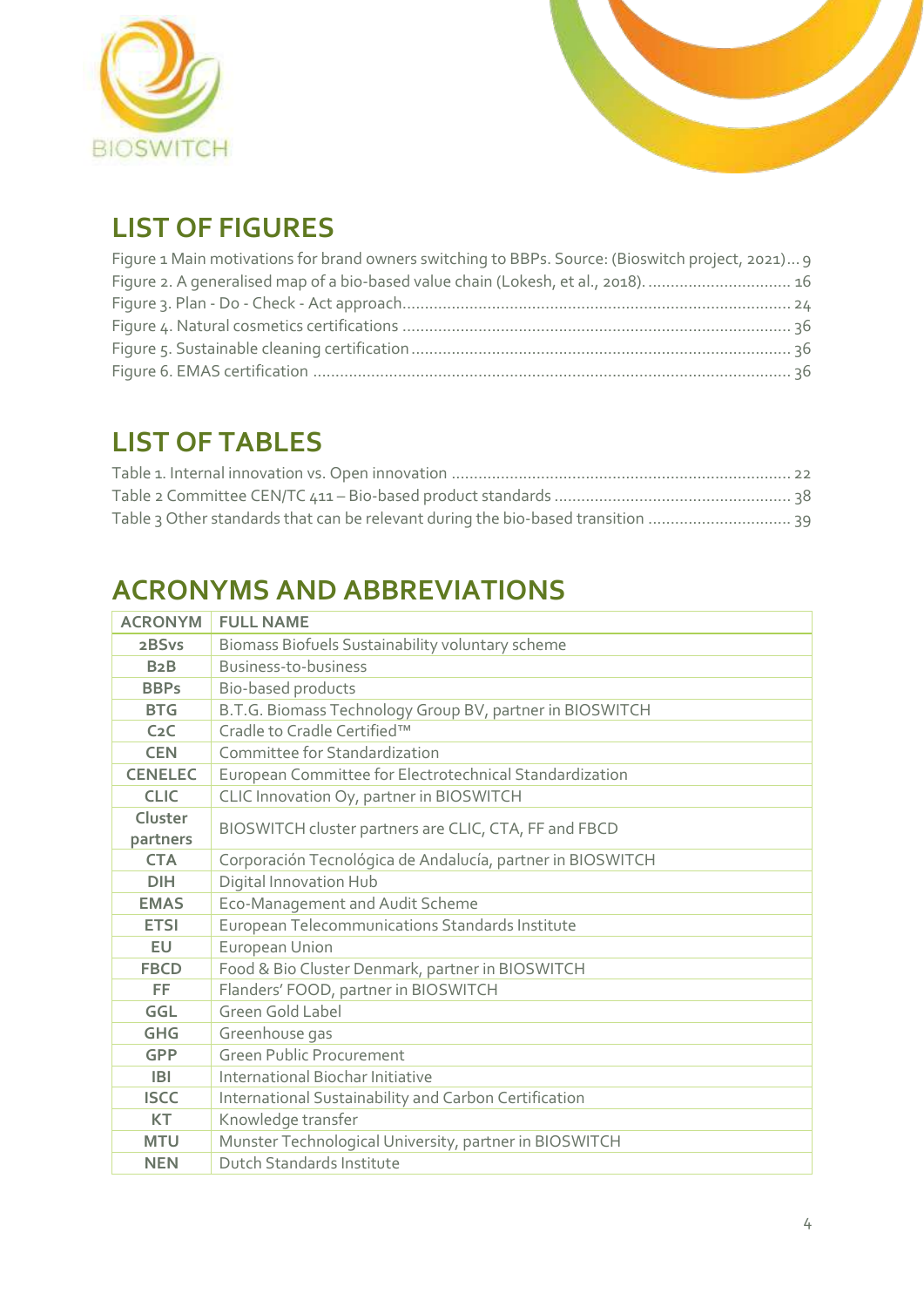## LIST OF FIGURES

Figure 1 Main motivations for brand owners switching to BBPs. Source: (Bioswitch project, 2021)... 9
Figure 2. A generalised map of a bio-based value chain (Lokesh, et al., 2018). ................................ 16
Figure 3. Plan - Do - Check - Act approach..................................................................................... 24
Figure 4. Natural cosmetics certifications ..................................................................................... 36
Figure 5. Sustainable cleaning certification .................................................................................... 36
Figure 6. EMAS certification .......................................................................................................... 36

## LIST OF TABLES

Table 1. Internal innovation vs. Open innovation ........................................................................... 22
Table 2 Committee CEN/TC 411 – Bio-based product standards .................................................... 38
Table 3 Other standards that can be relevant during the bio-based transition ................................ 39

## ACRONYMS AND ABBREVIATIONS

| ACRONYM | FULL NAME |
| --- | --- |
| 2BSvs | Biomass Biofuels Sustainability voluntary scheme |
| B2B | Business-to-business |
| BBPs | Bio-based products |
| BTG | B.T.G. Biomass Technology Group BV, partner in BIOSWITCH |
| C2C | Cradle to Cradle Certified™ |
| CEN | Committee for Standardization |
| CENELEC | European Committee for Electrotechnical Standardization |
| CLIC | CLIC Innovation Oy, partner in BIOSWITCH |
| Cluster partners | BIOSWITCH cluster partners are CLIC, CTA, FF and FBCD |
| CTA | Corporación Tecnológica de Andalucía, partner in BIOSWITCH |
| DIH | Digital Innovation Hub |
| EMAS | Eco-Management and Audit Scheme |
| ETSI | European Telecommunications Standards Institute |
| EU | European Union |
| FBCD | Food & Bio Cluster Denmark, partner in BIOSWITCH |
| FF | Flanders' FOOD, partner in BIOSWITCH |
| GGL | Green Gold Label |
| GHG | Greenhouse gas |
| GPP | Green Public Procurement |
| IBI | International Biochar Initiative |
| ISCC | International Sustainability and Carbon Certification |
| KT | Knowledge transfer |
| MTU | Munster Technological University, partner in BIOSWITCH |
| NEN | Dutch Standards Institute |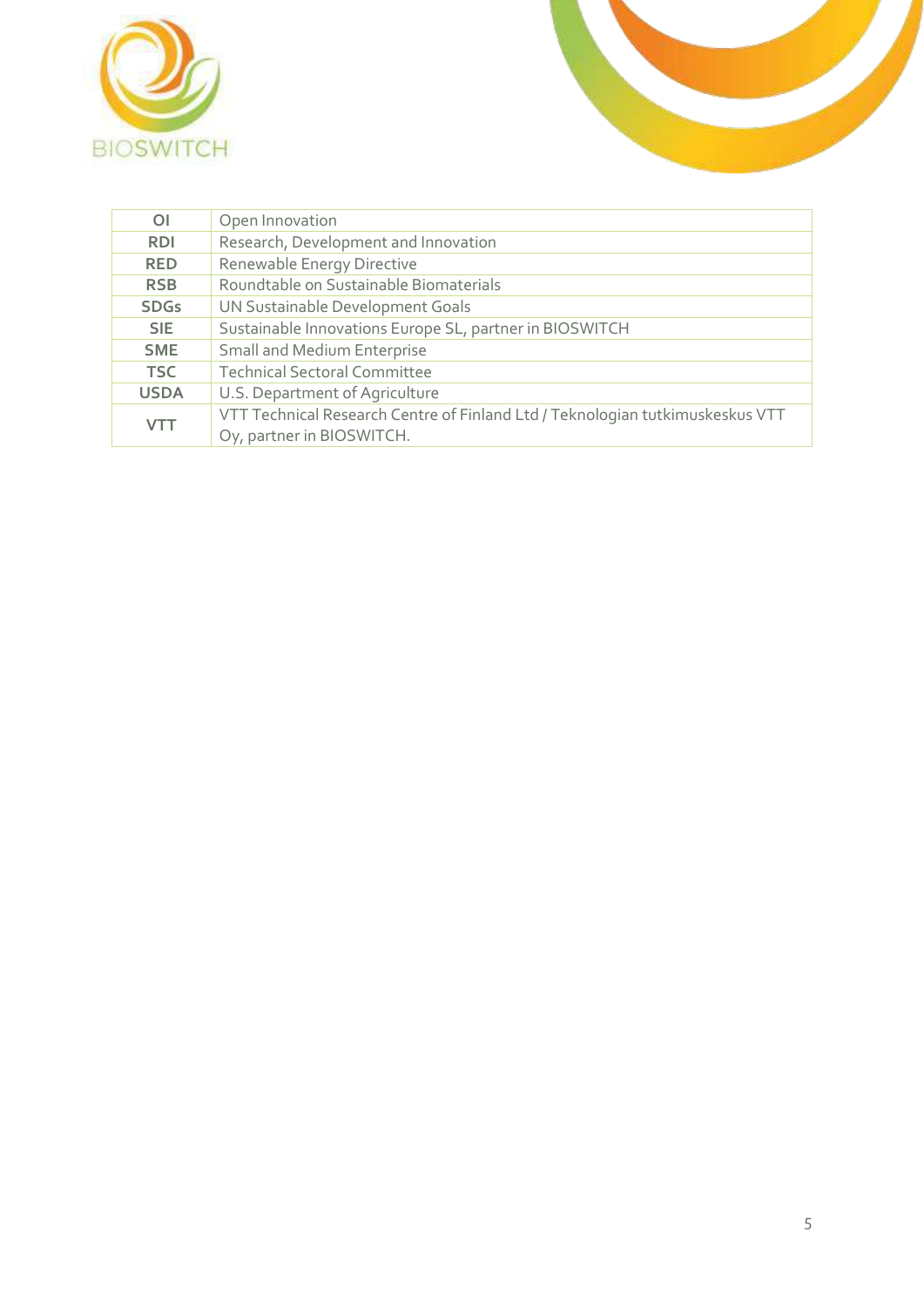| | |
|---|---|
| **OI** | Open Innovation |
| **RDI** | Research, Development and Innovation |
| **RED** | Renewable Energy Directive |
| **RSB** | Roundtable on Sustainable Biomaterials |
| **SDGs** | UN Sustainable Development Goals |
| **SIE** | Sustainable Innovations Europe SL, partner in BIOSWITCH |
| **SME** | Small and Medium Enterprise |
| **TSC** | Technical Sectoral Committee |
| **USDA** | U.S. Department of Agriculture |
| **VTT** | VTT Technical Research Centre of Finland Ltd / Teknologian tutkimuskeskus VTT Oy, partner in BIOSWITCH. |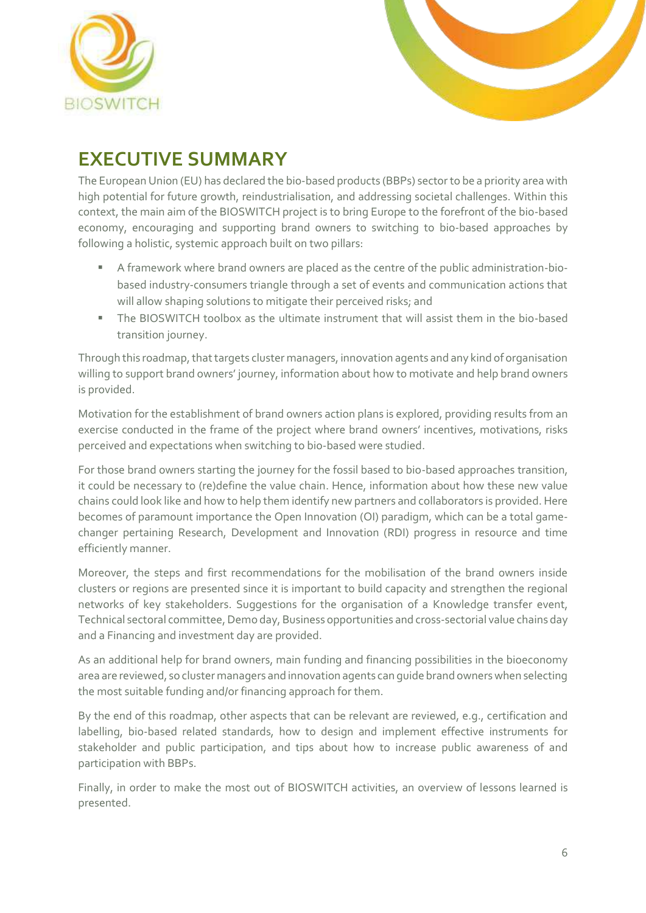# EXECUTIVE SUMMARY

The European Union (EU) has declared the bio-based products (BBPs) sector to be a priority area with high potential for future growth, reindustrialisation, and addressing societal challenges. Within this context, the main aim of the BIOSWITCH project is to bring Europe to the forefront of the bio-based economy, encouraging and supporting brand owners to switching to bio-based approaches by following a holistic, systemic approach built on two pillars:

- A framework where brand owners are placed as the centre of the public administration-bio-based industry-consumers triangle through a set of events and communication actions that will allow shaping solutions to mitigate their perceived risks; and
- The BIOSWITCH toolbox as the ultimate instrument that will assist them in the bio-based transition journey.

Through this roadmap, that targets cluster managers, innovation agents and any kind of organisation willing to support brand owners' journey, information about how to motivate and help brand owners is provided.

Motivation for the establishment of brand owners action plans is explored, providing results from an exercise conducted in the frame of the project where brand owners' incentives, motivations, risks perceived and expectations when switching to bio-based were studied.

For those brand owners starting the journey for the fossil based to bio-based approaches transition, it could be necessary to (re)define the value chain. Hence, information about how these new value chains could look like and how to help them identify new partners and collaborators is provided. Here becomes of paramount importance the Open Innovation (OI) paradigm, which can be a total game-changer pertaining Research, Development and Innovation (RDI) progress in resource and time efficiently manner.

Moreover, the steps and first recommendations for the mobilisation of the brand owners inside clusters or regions are presented since it is important to build capacity and strengthen the regional networks of key stakeholders. Suggestions for the organisation of a Knowledge transfer event, Technical sectoral committee, Demo day, Business opportunities and cross-sectorial value chains day and a Financing and investment day are provided.

As an additional help for brand owners, main funding and financing possibilities in the bioeconomy area are reviewed, so cluster managers and innovation agents can guide brand owners when selecting the most suitable funding and/or financing approach for them.

By the end of this roadmap, other aspects that can be relevant are reviewed, e.g., certification and labelling, bio-based related standards, how to design and implement effective instruments for stakeholder and public participation, and tips about how to increase public awareness of and participation with BBPs.

Finally, in order to make the most out of BIOSWITCH activities, an overview of lessons learned is presented.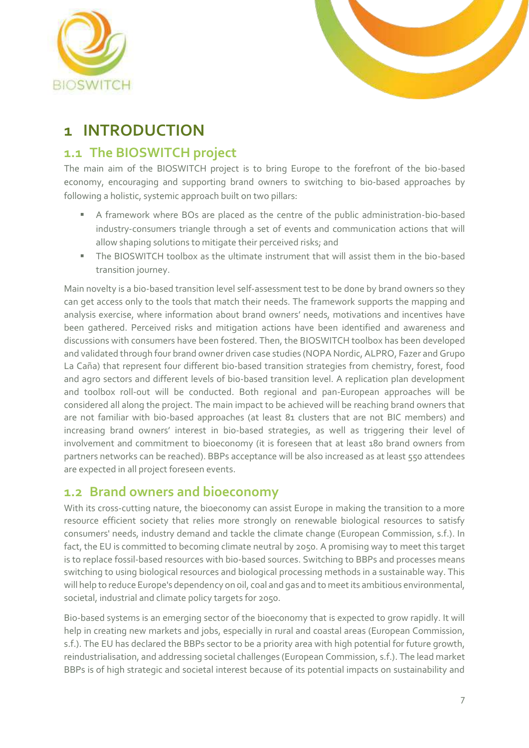# 1 INTRODUCTION

## 1.1 The BIOSWITCH project

The main aim of the BIOSWITCH project is to bring Europe to the forefront of the bio-based economy, encouraging and supporting brand owners to switching to bio-based approaches by following a holistic, systemic approach built on two pillars:

- A framework where BOs are placed as the centre of the public administration-bio-based industry-consumers triangle through a set of events and communication actions that will allow shaping solutions to mitigate their perceived risks; and
- The BIOSWITCH toolbox as the ultimate instrument that will assist them in the bio-based transition journey.

Main novelty is a bio-based transition level self-assessment test to be done by brand owners so they can get access only to the tools that match their needs. The framework supports the mapping and analysis exercise, where information about brand owners' needs, motivations and incentives have been gathered. Perceived risks and mitigation actions have been identified and awareness and discussions with consumers have been fostered. Then, the BIOSWITCH toolbox has been developed and validated through four brand owner driven case studies (NOPA Nordic, ALPRO, Fazer and Grupo La Caña) that represent four different bio-based transition strategies from chemistry, forest, food and agro sectors and different levels of bio-based transition level. A replication plan development and toolbox roll-out will be conducted. Both regional and pan-European approaches will be considered all along the project. The main impact to be achieved will be reaching brand owners that are not familiar with bio-based approaches (at least 81 clusters that are not BIC members) and increasing brand owners' interest in bio-based strategies, as well as triggering their level of involvement and commitment to bioeconomy (it is foreseen that at least 180 brand owners from partners networks can be reached). BBPs acceptance will be also increased as at least 550 attendees are expected in all project foreseen events.

## 1.2 Brand owners and bioeconomy

With its cross-cutting nature, the bioeconomy can assist Europe in making the transition to a more resource efficient society that relies more strongly on renewable biological resources to satisfy consumers' needs, industry demand and tackle the climate change (European Commission, s.f.). In fact, the EU is committed to becoming climate neutral by 2050. A promising way to meet this target is to replace fossil-based resources with bio-based sources. Switching to BBPs and processes means switching to using biological resources and biological processing methods in a sustainable way. This will help to reduce Europe's dependency on oil, coal and gas and to meet its ambitious environmental, societal, industrial and climate policy targets for 2050.

Bio-based systems is an emerging sector of the bioeconomy that is expected to grow rapidly. It will help in creating new markets and jobs, especially in rural and coastal areas (European Commission, s.f.). The EU has declared the BBPs sector to be a priority area with high potential for future growth, reindustrialisation, and addressing societal challenges (European Commission, s.f.). The lead market BBPs is of high strategic and societal interest because of its potential impacts on sustainability and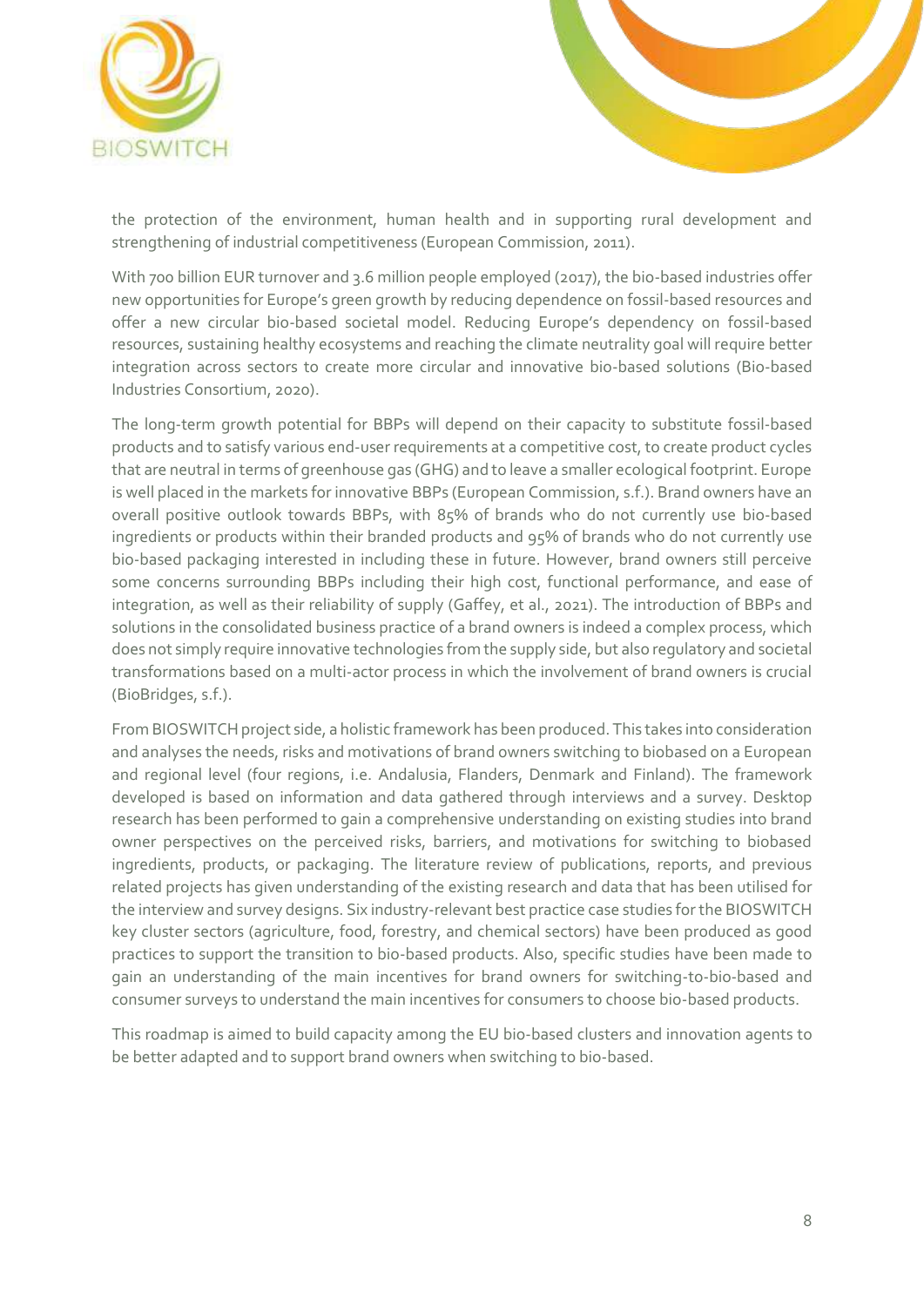the protection of the environment, human health and in supporting rural development and strengthening of industrial competitiveness (European Commission, 2011).

With 700 billion EUR turnover and 3.6 million people employed (2017), the bio-based industries offer new opportunities for Europe's green growth by reducing dependence on fossil-based resources and offer a new circular bio-based societal model. Reducing Europe's dependency on fossil-based resources, sustaining healthy ecosystems and reaching the climate neutrality goal will require better integration across sectors to create more circular and innovative bio-based solutions (Bio-based Industries Consortium, 2020).

The long-term growth potential for BBPs will depend on their capacity to substitute fossil-based products and to satisfy various end-user requirements at a competitive cost, to create product cycles that are neutral in terms of greenhouse gas (GHG) and to leave a smaller ecological footprint. Europe is well placed in the markets for innovative BBPs (European Commission, s.f.). Brand owners have an overall positive outlook towards BBPs, with 85% of brands who do not currently use bio-based ingredients or products within their branded products and 95% of brands who do not currently use bio-based packaging interested in including these in future. However, brand owners still perceive some concerns surrounding BBPs including their high cost, functional performance, and ease of integration, as well as their reliability of supply (Gaffey, et al., 2021). The introduction of BBPs and solutions in the consolidated business practice of a brand owners is indeed a complex process, which does not simply require innovative technologies from the supply side, but also regulatory and societal transformations based on a multi-actor process in which the involvement of brand owners is crucial (BioBridges, s.f.).

From BIOSWITCH project side, a holistic framework has been produced. This takes into consideration and analyses the needs, risks and motivations of brand owners switching to biobased on a European and regional level (four regions, i.e. Andalusia, Flanders, Denmark and Finland). The framework developed is based on information and data gathered through interviews and a survey. Desktop research has been performed to gain a comprehensive understanding on existing studies into brand owner perspectives on the perceived risks, barriers, and motivations for switching to biobased ingredients, products, or packaging. The literature review of publications, reports, and previous related projects has given understanding of the existing research and data that has been utilised for the interview and survey designs. Six industry-relevant best practice case studies for the BIOSWITCH key cluster sectors (agriculture, food, forestry, and chemical sectors) have been produced as good practices to support the transition to bio-based products. Also, specific studies have been made to gain an understanding of the main incentives for brand owners for switching-to-bio-based and consumer surveys to understand the main incentives for consumers to choose bio-based products.

This roadmap is aimed to build capacity among the EU bio-based clusters and innovation agents to be better adapted and to support brand owners when switching to bio-based.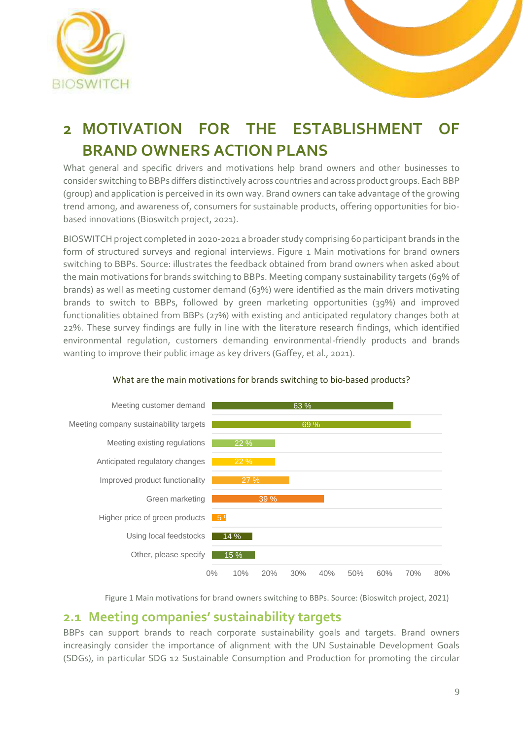# 2 MOTIVATION FOR THE ESTABLISHMENT OF BRAND OWNERS ACTION PLANS

What general and specific drivers and motivations help brand owners and other businesses to consider switching to BBPs differs distinctively across countries and across product groups. Each BBP (group) and application is perceived in its own way. Brand owners can take advantage of the growing trend among, and awareness of, consumers for sustainable products, offering opportunities for bio-based innovations (Bioswitch project, 2021).

BIOSWITCH project completed in 2020-2021 a broader study comprising 60 participant brands in the form of structured surveys and regional interviews. Figure 1 Main motivations for brand owners switching to BBPs. Source: illustrates the feedback obtained from brand owners when asked about the main motivations for brands switching to BBPs. Meeting company sustainability targets (69% of brands) as well as meeting customer demand (63%) were identified as the main drivers motivating brands to switch to BBPs, followed by green marketing opportunities (39%) and improved functionalities obtained from BBPs (27%) with existing and anticipated regulatory changes both at 22%. These survey findings are fully in line with the literature research findings, which identified environmental regulation, customers demanding environmental-friendly products and brands wanting to improve their public image as key drivers (Gaffey, et al., 2021).

What are the main motivations for brands switching to bio-based products?

| Motivation | Share |
|---|---|
| Meeting customer demand | 63 % |
| Meeting company sustainability targets | 69 % |
| Meeting existing regulations | 22 % |
| Anticipated regulatory changes | 22 % |
| Improved product functionality | 27 % |
| Green marketing | 39 % |
| Higher price of green products | 5 % |
| Using local feedstocks | 14 % |
| Other, please specify | 15 % |

Figure 1 Main motivations for brand owners switching to BBPs. Source: (Bioswitch project, 2021)

## 2.1 Meeting companies' sustainability targets

BBPs can support brands to reach corporate sustainability goals and targets. Brand owners increasingly consider the importance of alignment with the UN Sustainable Development Goals (SDGs), in particular SDG 12 Sustainable Consumption and Production for promoting the circular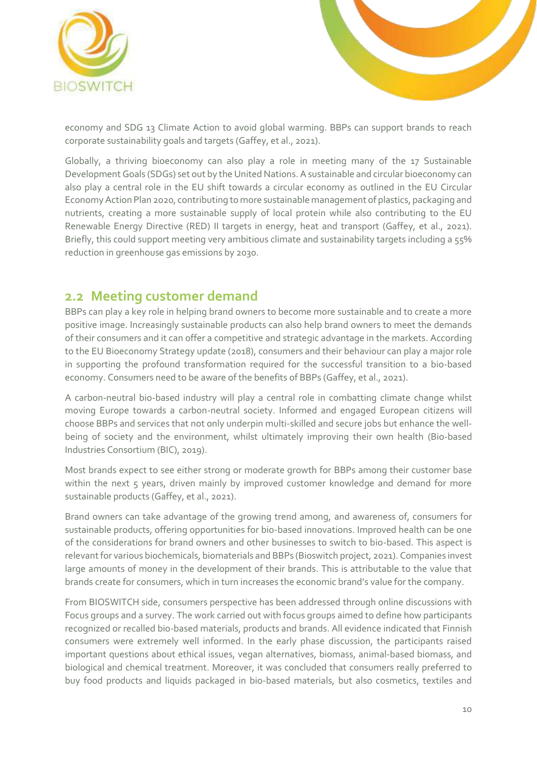economy and SDG 13 Climate Action to avoid global warming. BBPs can support brands to reach corporate sustainability goals and targets (Gaffey, et al., 2021).

Globally, a thriving bioeconomy can also play a role in meeting many of the 17 Sustainable Development Goals (SDGs) set out by the United Nations. A sustainable and circular bioeconomy can also play a central role in the EU shift towards a circular economy as outlined in the EU Circular Economy Action Plan 2020, contributing to more sustainable management of plastics, packaging and nutrients, creating a more sustainable supply of local protein while also contributing to the EU Renewable Energy Directive (RED) II targets in energy, heat and transport (Gaffey, et al., 2021). Briefly, this could support meeting very ambitious climate and sustainability targets including a 55% reduction in greenhouse gas emissions by 2030.

## 2.2 Meeting customer demand

BBPs can play a key role in helping brand owners to become more sustainable and to create a more positive image. Increasingly sustainable products can also help brand owners to meet the demands of their consumers and it can offer a competitive and strategic advantage in the markets. According to the EU Bioeconomy Strategy update (2018), consumers and their behaviour can play a major role in supporting the profound transformation required for the successful transition to a bio-based economy. Consumers need to be aware of the benefits of BBPs (Gaffey, et al., 2021).

A carbon-neutral bio-based industry will play a central role in combatting climate change whilst moving Europe towards a carbon-neutral society. Informed and engaged European citizens will choose BBPs and services that not only underpin multi-skilled and secure jobs but enhance the well-being of society and the environment, whilst ultimately improving their own health (Bio-based Industries Consortium (BIC), 2019).

Most brands expect to see either strong or moderate growth for BBPs among their customer base within the next 5 years, driven mainly by improved customer knowledge and demand for more sustainable products (Gaffey, et al., 2021).

Brand owners can take advantage of the growing trend among, and awareness of, consumers for sustainable products, offering opportunities for bio-based innovations. Improved health can be one of the considerations for brand owners and other businesses to switch to bio-based. This aspect is relevant for various biochemicals, biomaterials and BBPs (Bioswitch project, 2021). Companies invest large amounts of money in the development of their brands. This is attributable to the value that brands create for consumers, which in turn increases the economic brand's value for the company.

From BIOSWITCH side, consumers perspective has been addressed through online discussions with Focus groups and a survey. The work carried out with focus groups aimed to define how participants recognized or recalled bio-based materials, products and brands. All evidence indicated that Finnish consumers were extremely well informed. In the early phase discussion, the participants raised important questions about ethical issues, vegan alternatives, biomass, animal-based biomass, and biological and chemical treatment. Moreover, it was concluded that consumers really preferred to buy food products and liquids packaged in bio-based materials, but also cosmetics, textiles and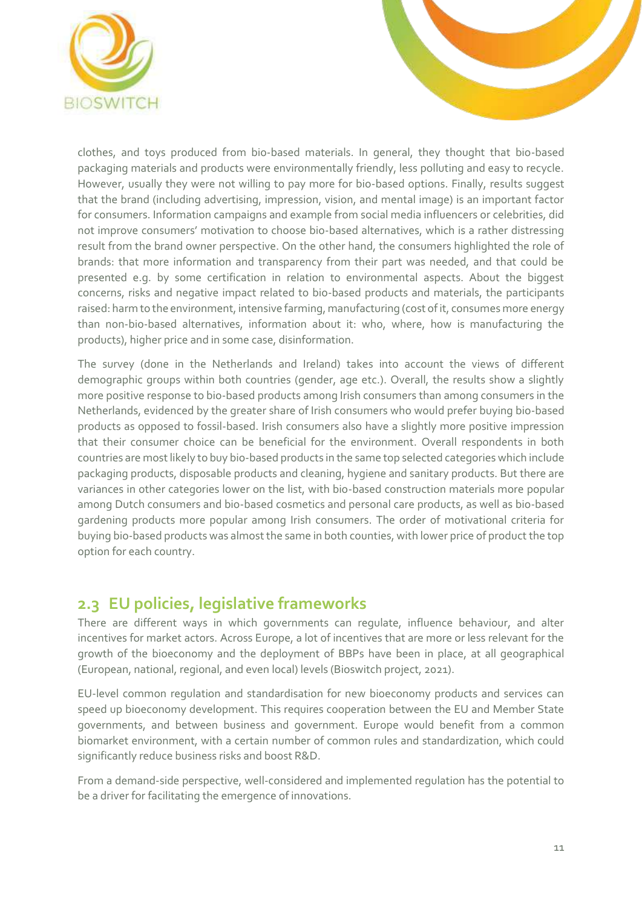clothes, and toys produced from bio-based materials. In general, they thought that bio-based packaging materials and products were environmentally friendly, less polluting and easy to recycle. However, usually they were not willing to pay more for bio-based options. Finally, results suggest that the brand (including advertising, impression, vision, and mental image) is an important factor for consumers. Information campaigns and example from social media influencers or celebrities, did not improve consumers' motivation to choose bio-based alternatives, which is a rather distressing result from the brand owner perspective. On the other hand, the consumers highlighted the role of brands: that more information and transparency from their part was needed, and that could be presented e.g. by some certification in relation to environmental aspects. About the biggest concerns, risks and negative impact related to bio-based products and materials, the participants raised: harm to the environment, intensive farming, manufacturing (cost of it, consumes more energy than non-bio-based alternatives, information about it: who, where, how is manufacturing the products), higher price and in some case, disinformation.

The survey (done in the Netherlands and Ireland) takes into account the views of different demographic groups within both countries (gender, age etc.). Overall, the results show a slightly more positive response to bio-based products among Irish consumers than among consumers in the Netherlands, evidenced by the greater share of Irish consumers who would prefer buying bio-based products as opposed to fossil-based. Irish consumers also have a slightly more positive impression that their consumer choice can be beneficial for the environment. Overall respondents in both countries are most likely to buy bio-based products in the same top selected categories which include packaging products, disposable products and cleaning, hygiene and sanitary products. But there are variances in other categories lower on the list, with bio-based construction materials more popular among Dutch consumers and bio-based cosmetics and personal care products, as well as bio-based gardening products more popular among Irish consumers. The order of motivational criteria for buying bio-based products was almost the same in both counties, with lower price of product the top option for each country.

## 2.3 EU policies, legislative frameworks

There are different ways in which governments can regulate, influence behaviour, and alter incentives for market actors. Across Europe, a lot of incentives that are more or less relevant for the growth of the bioeconomy and the deployment of BBPs have been in place, at all geographical (European, national, regional, and even local) levels (Bioswitch project, 2021).

EU-level common regulation and standardisation for new bioeconomy products and services can speed up bioeconomy development. This requires cooperation between the EU and Member State governments, and between business and government. Europe would benefit from a common biomarket environment, with a certain number of common rules and standardization, which could significantly reduce business risks and boost R&D.

From a demand-side perspective, well-considered and implemented regulation has the potential to be a driver for facilitating the emergence of innovations.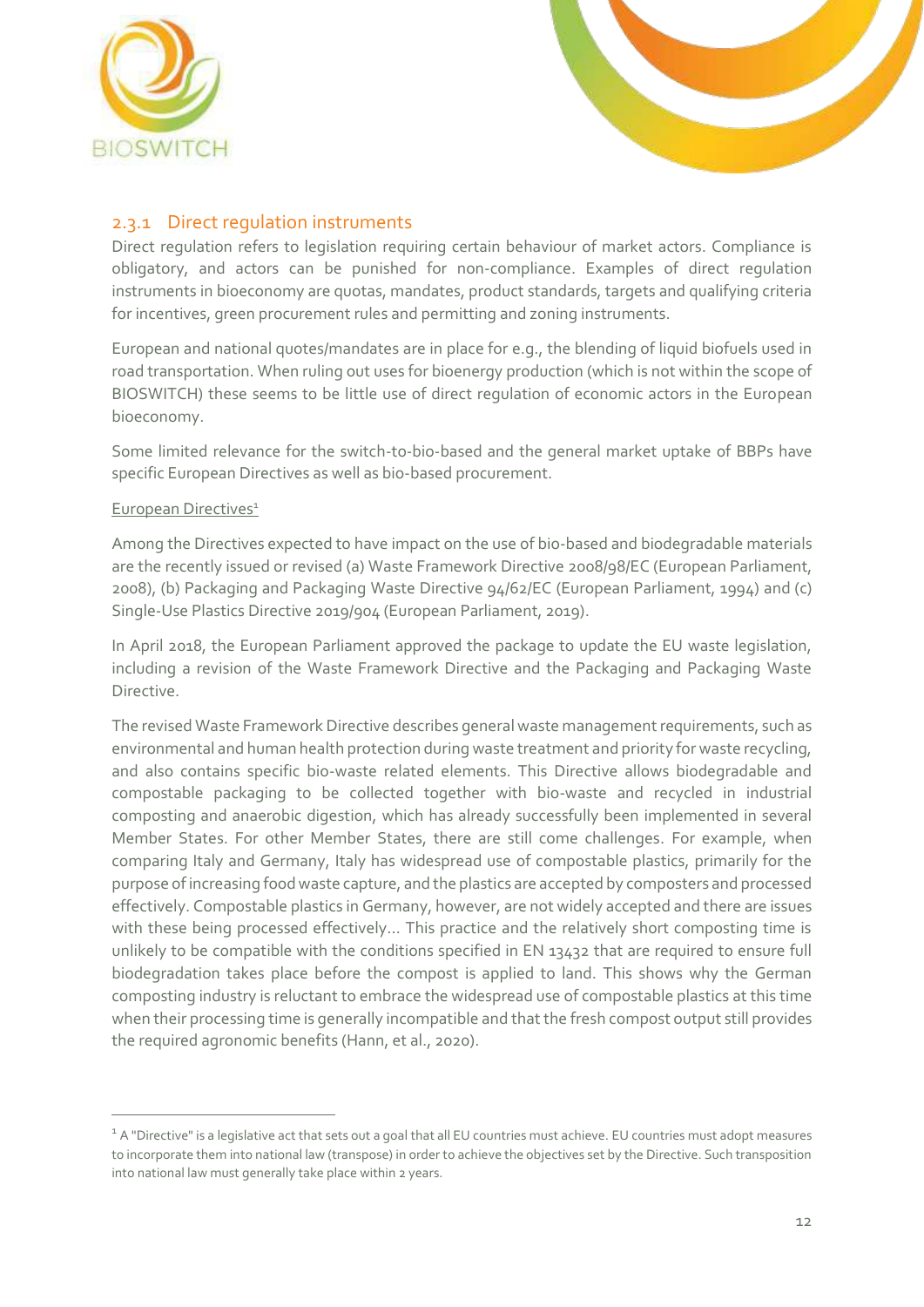### 2.3.1 Direct regulation instruments

Direct regulation refers to legislation requiring certain behaviour of market actors. Compliance is obligatory, and actors can be punished for non-compliance. Examples of direct regulation instruments in bioeconomy are quotas, mandates, product standards, targets and qualifying criteria for incentives, green procurement rules and permitting and zoning instruments.

European and national quotes/mandates are in place for e.g., the blending of liquid biofuels used in road transportation. When ruling out uses for bioenergy production (which is not within the scope of BIOSWITCH) these seems to be little use of direct regulation of economic actors in the European bioeconomy.

Some limited relevance for the switch-to-bio-based and the general market uptake of BBPs have specific European Directives as well as bio-based procurement.

European Directives[1]

Among the Directives expected to have impact on the use of bio-based and biodegradable materials are the recently issued or revised (a) Waste Framework Directive 2008/98/EC (European Parliament, 2008), (b) Packaging and Packaging Waste Directive 94/62/EC (European Parliament, 1994) and (c) Single-Use Plastics Directive 2019/904 (European Parliament, 2019).

In April 2018, the European Parliament approved the package to update the EU waste legislation, including a revision of the Waste Framework Directive and the Packaging and Packaging Waste Directive.

The revised Waste Framework Directive describes general waste management requirements, such as environmental and human health protection during waste treatment and priority for waste recycling, and also contains specific bio-waste related elements. This Directive allows biodegradable and compostable packaging to be collected together with bio-waste and recycled in industrial composting and anaerobic digestion, which has already successfully been implemented in several Member States. For other Member States, there are still come challenges. For example, when comparing Italy and Germany, Italy has widespread use of compostable plastics, primarily for the purpose of increasing food waste capture, and the plastics are accepted by composters and processed effectively. Compostable plastics in Germany, however, are not widely accepted and there are issues with these being processed effectively... This practice and the relatively short composting time is unlikely to be compatible with the conditions specified in EN 13432 that are required to ensure full biodegradation takes place before the compost is applied to land. This shows why the German composting industry is reluctant to embrace the widespread use of compostable plastics at this time when their processing time is generally incompatible and that the fresh compost output still provides the required agronomic benefits (Hann, et al., 2020).

[1] A "Directive" is a legislative act that sets out a goal that all EU countries must achieve. EU countries must adopt measures to incorporate them into national law (transpose) in order to achieve the objectives set by the Directive. Such transposition into national law must generally take place within 2 years.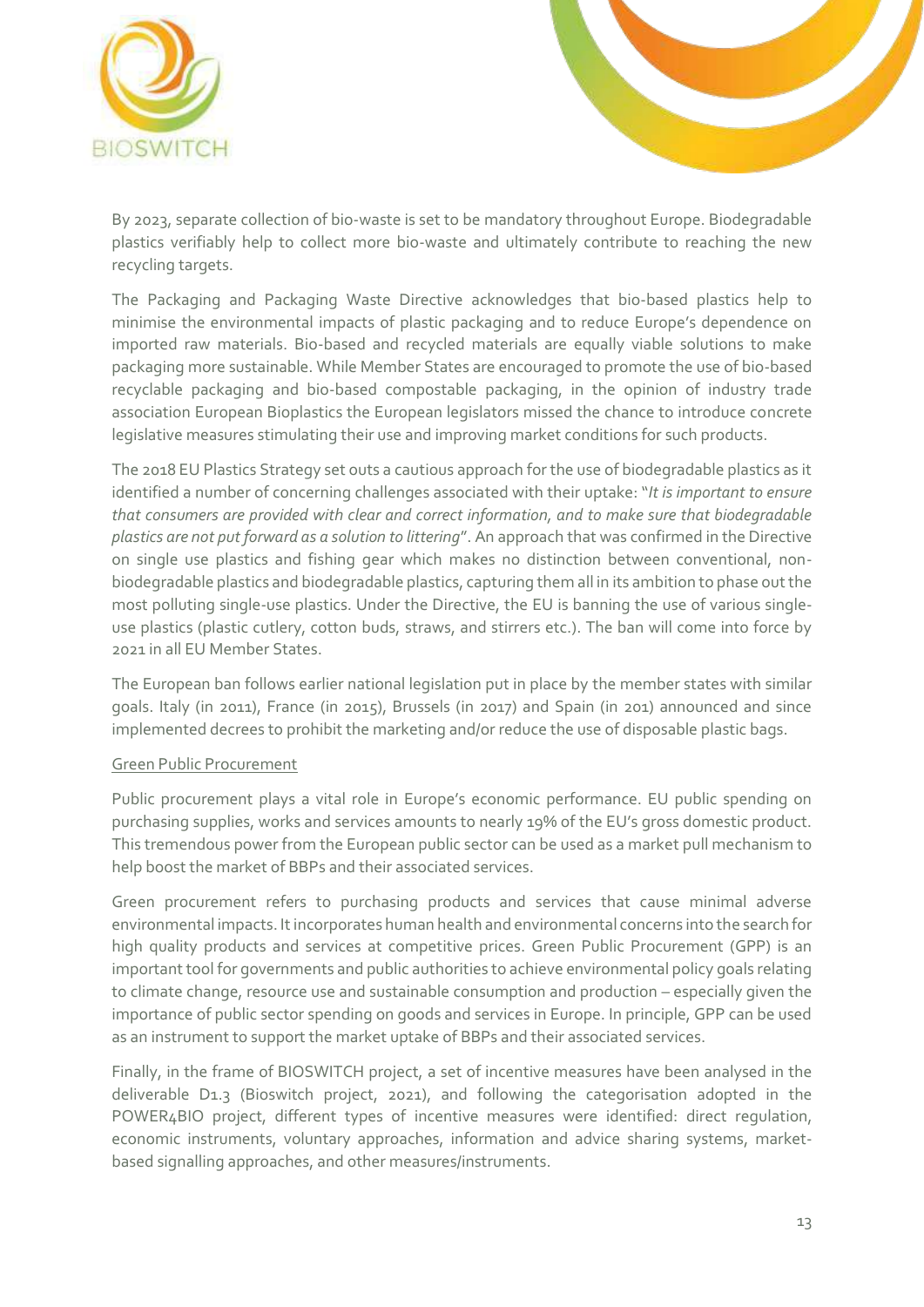By 2023, separate collection of bio-waste is set to be mandatory throughout Europe. Biodegradable plastics verifiably help to collect more bio-waste and ultimately contribute to reaching the new recycling targets.

The Packaging and Packaging Waste Directive acknowledges that bio-based plastics help to minimise the environmental impacts of plastic packaging and to reduce Europe's dependence on imported raw materials. Bio-based and recycled materials are equally viable solutions to make packaging more sustainable. While Member States are encouraged to promote the use of bio-based recyclable packaging and bio-based compostable packaging, in the opinion of industry trade association European Bioplastics the European legislators missed the chance to introduce concrete legislative measures stimulating their use and improving market conditions for such products.

The 2018 EU Plastics Strategy set outs a cautious approach for the use of biodegradable plastics as it identified a number of concerning challenges associated with their uptake: "*It is important to ensure that consumers are provided with clear and correct information, and to make sure that biodegradable plastics are not put forward as a solution to littering*". An approach that was confirmed in the Directive on single use plastics and fishing gear which makes no distinction between conventional, non-biodegradable plastics and biodegradable plastics, capturing them all in its ambition to phase out the most polluting single-use plastics. Under the Directive, the EU is banning the use of various single-use plastics (plastic cutlery, cotton buds, straws, and stirrers etc.). The ban will come into force by 2021 in all EU Member States.

The European ban follows earlier national legislation put in place by the member states with similar goals. Italy (in 2011), France (in 2015), Brussels (in 2017) and Spain (in 201) announced and since implemented decrees to prohibit the marketing and/or reduce the use of disposable plastic bags.

<u>Green Public Procurement</u>

Public procurement plays a vital role in Europe's economic performance. EU public spending on purchasing supplies, works and services amounts to nearly 19% of the EU's gross domestic product. This tremendous power from the European public sector can be used as a market pull mechanism to help boost the market of BBPs and their associated services.

Green procurement refers to purchasing products and services that cause minimal adverse environmental impacts. It incorporates human health and environmental concerns into the search for high quality products and services at competitive prices. Green Public Procurement (GPP) is an important tool for governments and public authorities to achieve environmental policy goals relating to climate change, resource use and sustainable consumption and production – especially given the importance of public sector spending on goods and services in Europe. In principle, GPP can be used as an instrument to support the market uptake of BBPs and their associated services.

Finally, in the frame of BIOSWITCH project, a set of incentive measures have been analysed in the deliverable D1.3 (Bioswitch project, 2021), and following the categorisation adopted in the POWER4BIO project, different types of incentive measures were identified: direct regulation, economic instruments, voluntary approaches, information and advice sharing systems, market-based signalling approaches, and other measures/instruments.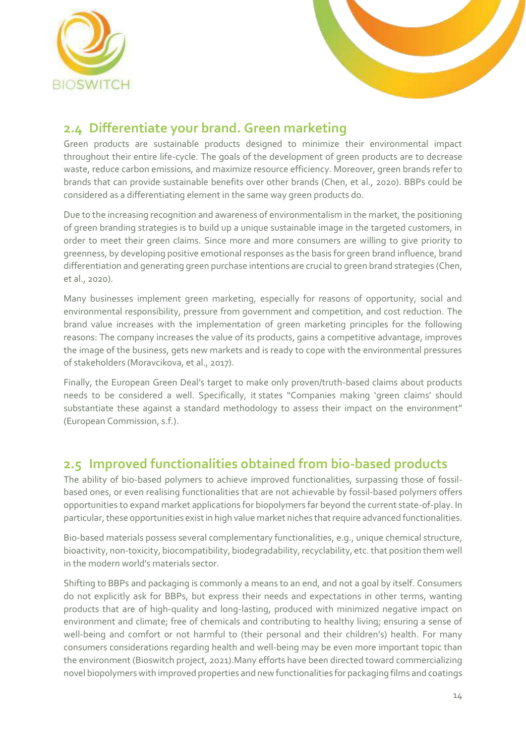## 2.4 Differentiate your brand. Green marketing

Green products are sustainable products designed to minimize their environmental impact throughout their entire life-cycle. The goals of the development of green products are to decrease waste, reduce carbon emissions, and maximize resource efficiency. Moreover, green brands refer to brands that can provide sustainable benefits over other brands (Chen, et al., 2020). BBPs could be considered as a differentiating element in the same way green products do.

Due to the increasing recognition and awareness of environmentalism in the market, the positioning of green branding strategies is to build up a unique sustainable image in the targeted customers, in order to meet their green claims. Since more and more consumers are willing to give priority to greenness, by developing positive emotional responses as the basis for green brand influence, brand differentiation and generating green purchase intentions are crucial to green brand strategies (Chen, et al., 2020).

Many businesses implement green marketing, especially for reasons of opportunity, social and environmental responsibility, pressure from government and competition, and cost reduction. The brand value increases with the implementation of green marketing principles for the following reasons: The company increases the value of its products, gains a competitive advantage, improves the image of the business, gets new markets and is ready to cope with the environmental pressures of stakeholders (Moravcikova, et al., 2017).

Finally, the European Green Deal's target to make only proven/truth-based claims about products needs to be considered a well. Specifically, it states "Companies making 'green claims' should substantiate these against a standard methodology to assess their impact on the environment" (European Commission, s.f.).

## 2.5 Improved functionalities obtained from bio-based products

The ability of bio-based polymers to achieve improved functionalities, surpassing those of fossil-based ones, or even realising functionalities that are not achievable by fossil-based polymers offers opportunities to expand market applications for biopolymers far beyond the current state-of-play. In particular, these opportunities exist in high value market niches that require advanced functionalities.

Bio-based materials possess several complementary functionalities, e.g., unique chemical structure, bioactivity, non-toxicity, biocompatibility, biodegradability, recyclability, etc. that position them well in the modern world's materials sector.

Shifting to BBPs and packaging is commonly a means to an end, and not a goal by itself. Consumers do not explicitly ask for BBPs, but express their needs and expectations in other terms, wanting products that are of high-quality and long-lasting, produced with minimized negative impact on environment and climate; free of chemicals and contributing to healthy living; ensuring a sense of well-being and comfort or not harmful to (their personal and their children's) health. For many consumers considerations regarding health and well-being may be even more important topic than the environment (Bioswitch project, 2021).Many efforts have been directed toward commercializing novel biopolymers with improved properties and new functionalities for packaging films and coatings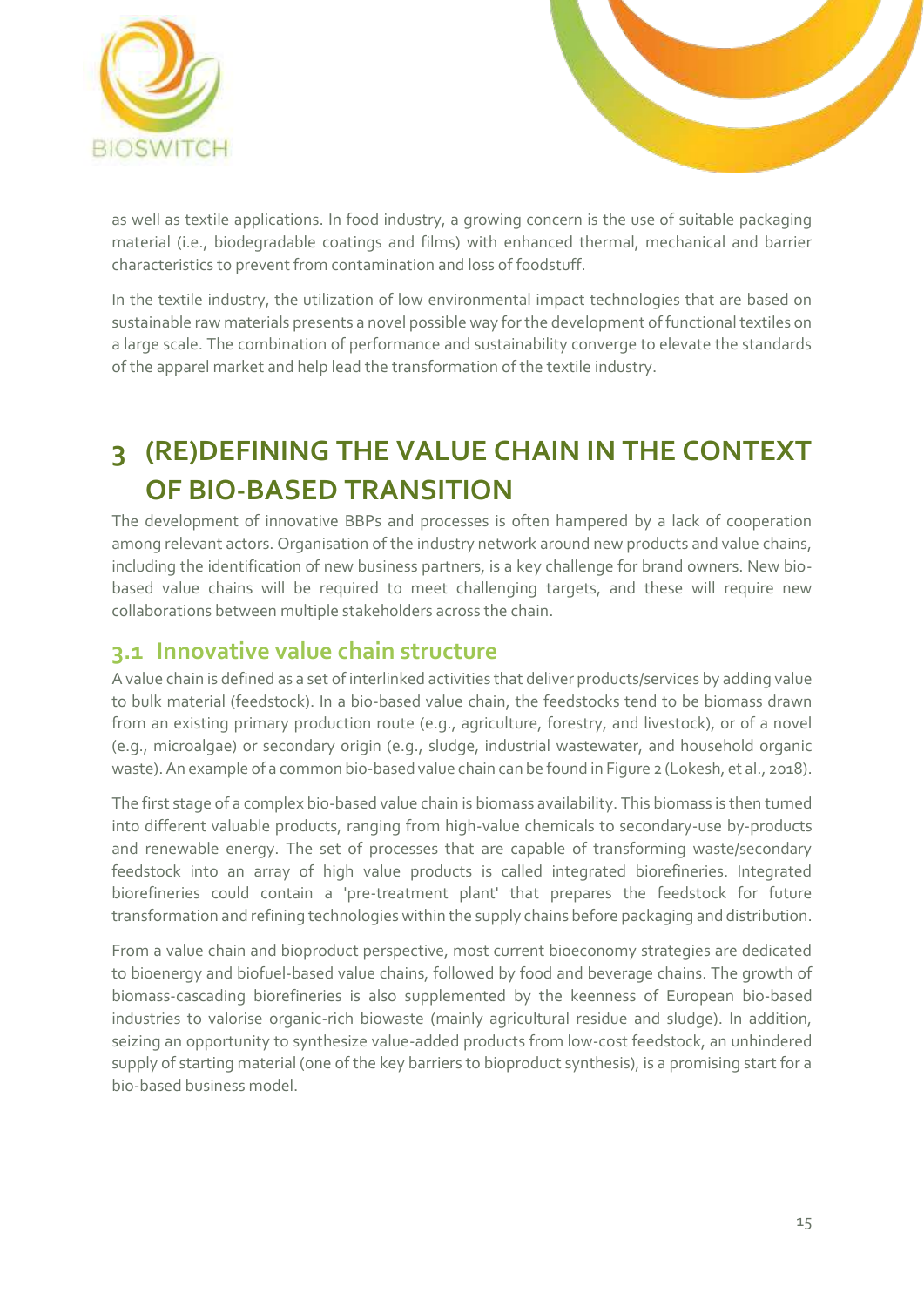as well as textile applications. In food industry, a growing concern is the use of suitable packaging material (i.e., biodegradable coatings and films) with enhanced thermal, mechanical and barrier characteristics to prevent from contamination and loss of foodstuff.

In the textile industry, the utilization of low environmental impact technologies that are based on sustainable raw materials presents a novel possible way for the development of functional textiles on a large scale. The combination of performance and sustainability converge to elevate the standards of the apparel market and help lead the transformation of the textile industry.

# 3 (RE)DEFINING THE VALUE CHAIN IN THE CONTEXT OF BIO-BASED TRANSITION

The development of innovative BBPs and processes is often hampered by a lack of cooperation among relevant actors. Organisation of the industry network around new products and value chains, including the identification of new business partners, is a key challenge for brand owners. New bio-based value chains will be required to meet challenging targets, and these will require new collaborations between multiple stakeholders across the chain.

## 3.1 Innovative value chain structure

A value chain is defined as a set of interlinked activities that deliver products/services by adding value to bulk material (feedstock). In a bio-based value chain, the feedstocks tend to be biomass drawn from an existing primary production route (e.g., agriculture, forestry, and livestock), or of a novel (e.g., microalgae) or secondary origin (e.g., sludge, industrial wastewater, and household organic waste). An example of a common bio-based value chain can be found in Figure 2 (Lokesh, et al., 2018).

The first stage of a complex bio-based value chain is biomass availability. This biomass is then turned into different valuable products, ranging from high-value chemicals to secondary-use by-products and renewable energy. The set of processes that are capable of transforming waste/secondary feedstock into an array of high value products is called integrated biorefineries. Integrated biorefineries could contain a 'pre-treatment plant' that prepares the feedstock for future transformation and refining technologies within the supply chains before packaging and distribution.

From a value chain and bioproduct perspective, most current bioeconomy strategies are dedicated to bioenergy and biofuel-based value chains, followed by food and beverage chains. The growth of biomass-cascading biorefineries is also supplemented by the keenness of European bio-based industries to valorise organic-rich biowaste (mainly agricultural residue and sludge). In addition, seizing an opportunity to synthesize value-added products from low-cost feedstock, an unhindered supply of starting material (one of the key barriers to bioproduct synthesis), is a promising start for a bio-based business model.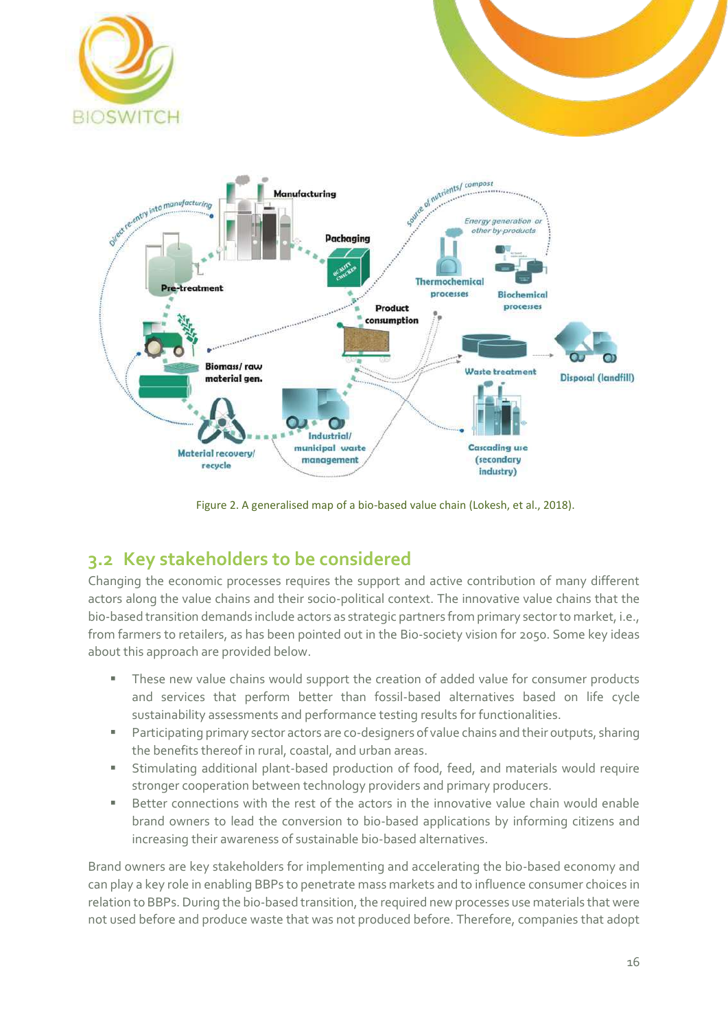Figure 2. A generalised map of a bio-based value chain (Lokesh, et al., 2018).

## 3.2 Key stakeholders to be considered

Changing the economic processes requires the support and active contribution of many different actors along the value chains and their socio-political context. The innovative value chains that the bio-based transition demands include actors as strategic partners from primary sector to market, i.e., from farmers to retailers, as has been pointed out in the Bio-society vision for 2050. Some key ideas about this approach are provided below.

- These new value chains would support the creation of added value for consumer products and services that perform better than fossil-based alternatives based on life cycle sustainability assessments and performance testing results for functionalities.
- Participating primary sector actors are co-designers of value chains and their outputs, sharing the benefits thereof in rural, coastal, and urban areas.
- Stimulating additional plant-based production of food, feed, and materials would require stronger cooperation between technology providers and primary producers.
- Better connections with the rest of the actors in the innovative value chain would enable brand owners to lead the conversion to bio-based applications by informing citizens and increasing their awareness of sustainable bio-based alternatives.

Brand owners are key stakeholders for implementing and accelerating the bio-based economy and can play a key role in enabling BBPs to penetrate mass markets and to influence consumer choices in relation to BBPs. During the bio-based transition, the required new processes use materials that were not used before and produce waste that was not produced before. Therefore, companies that adopt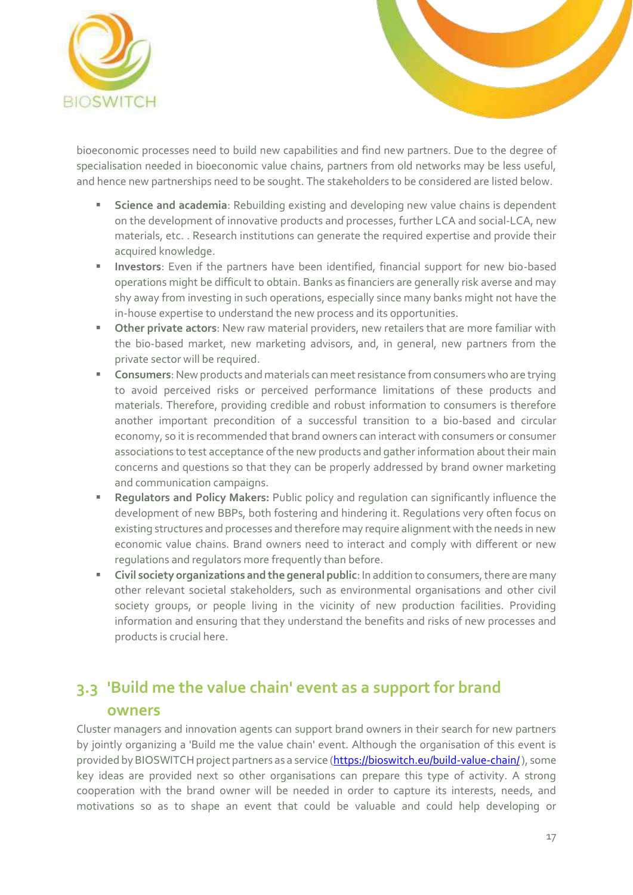bioeconomic processes need to build new capabilities and find new partners. Due to the degree of specialisation needed in bioeconomic value chains, partners from old networks may be less useful, and hence new partnerships need to be sought. The stakeholders to be considered are listed below.

- **Science and academia**: Rebuilding existing and developing new value chains is dependent on the development of innovative products and processes, further LCA and social-LCA, new materials, etc. . Research institutions can generate the required expertise and provide their acquired knowledge.
- **Investors**: Even if the partners have been identified, financial support for new bio-based operations might be difficult to obtain. Banks as financiers are generally risk averse and may shy away from investing in such operations, especially since many banks might not have the in-house expertise to understand the new process and its opportunities.
- **Other private actors**: New raw material providers, new retailers that are more familiar with the bio-based market, new marketing advisors, and, in general, new partners from the private sector will be required.
- **Consumers**: New products and materials can meet resistance from consumers who are trying to avoid perceived risks or perceived performance limitations of these products and materials. Therefore, providing credible and robust information to consumers is therefore another important precondition of a successful transition to a bio-based and circular economy, so it is recommended that brand owners can interact with consumers or consumer associations to test acceptance of the new products and gather information about their main concerns and questions so that they can be properly addressed by brand owner marketing and communication campaigns.
- **Regulators and Policy Makers:** Public policy and regulation can significantly influence the development of new BBPs, both fostering and hindering it. Regulations very often focus on existing structures and processes and therefore may require alignment with the needs in new economic value chains. Brand owners need to interact and comply with different or new regulations and regulators more frequently than before.
- **Civil society organizations and the general public**: In addition to consumers, there are many other relevant societal stakeholders, such as environmental organisations and other civil society groups, or people living in the vicinity of new production facilities. Providing information and ensuring that they understand the benefits and risks of new processes and products is crucial here.

## 3.3 'Build me the value chain' event as a support for brand owners

Cluster managers and innovation agents can support brand owners in their search for new partners by jointly organizing a 'Build me the value chain' event. Although the organisation of this event is provided by BIOSWITCH project partners as a service (https://bioswitch.eu/build-value-chain/), some key ideas are provided next so other organisations can prepare this type of activity. A strong cooperation with the brand owner will be needed in order to capture its interests, needs, and motivations so as to shape an event that could be valuable and could help developing or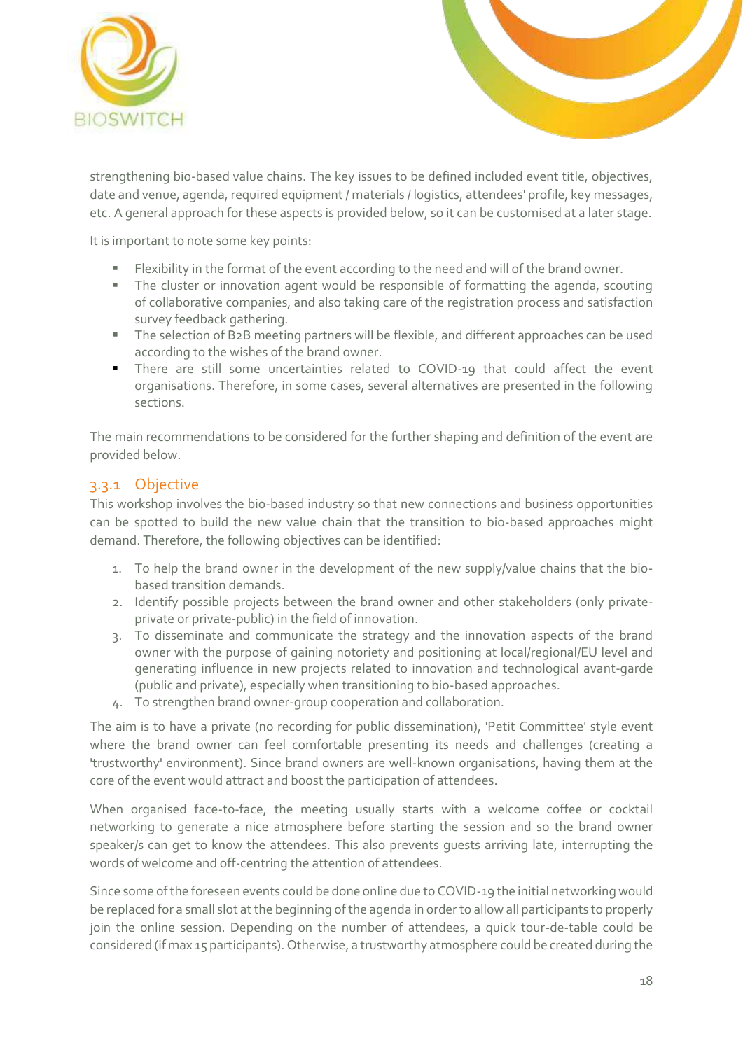strengthening bio-based value chains. The key issues to be defined included event title, objectives, date and venue, agenda, required equipment / materials / logistics, attendees' profile, key messages, etc. A general approach for these aspects is provided below, so it can be customised at a later stage.

It is important to note some key points:

- Flexibility in the format of the event according to the need and will of the brand owner.
- The cluster or innovation agent would be responsible of formatting the agenda, scouting of collaborative companies, and also taking care of the registration process and satisfaction survey feedback gathering.
- The selection of B2B meeting partners will be flexible, and different approaches can be used according to the wishes of the brand owner.
- There are still some uncertainties related to COVID-19 that could affect the event organisations. Therefore, in some cases, several alternatives are presented in the following sections.

The main recommendations to be considered for the further shaping and definition of the event are provided below.

### 3.3.1 Objective

This workshop involves the bio-based industry so that new connections and business opportunities can be spotted to build the new value chain that the transition to bio-based approaches might demand. Therefore, the following objectives can be identified:

1. To help the brand owner in the development of the new supply/value chains that the bio-based transition demands.
2. Identify possible projects between the brand owner and other stakeholders (only private-private or private-public) in the field of innovation.
3. To disseminate and communicate the strategy and the innovation aspects of the brand owner with the purpose of gaining notoriety and positioning at local/regional/EU level and generating influence in new projects related to innovation and technological avant-garde (public and private), especially when transitioning to bio-based approaches.
4. To strengthen brand owner-group cooperation and collaboration.

The aim is to have a private (no recording for public dissemination), 'Petit Committee' style event where the brand owner can feel comfortable presenting its needs and challenges (creating a 'trustworthy' environment). Since brand owners are well-known organisations, having them at the core of the event would attract and boost the participation of attendees.

When organised face-to-face, the meeting usually starts with a welcome coffee or cocktail networking to generate a nice atmosphere before starting the session and so the brand owner speaker/s can get to know the attendees. This also prevents guests arriving late, interrupting the words of welcome and off-centring the attention of attendees.

Since some of the foreseen events could be done online due to COVID-19 the initial networking would be replaced for a small slot at the beginning of the agenda in order to allow all participants to properly join the online session. Depending on the number of attendees, a quick tour-de-table could be considered (if max 15 participants). Otherwise, a trustworthy atmosphere could be created during the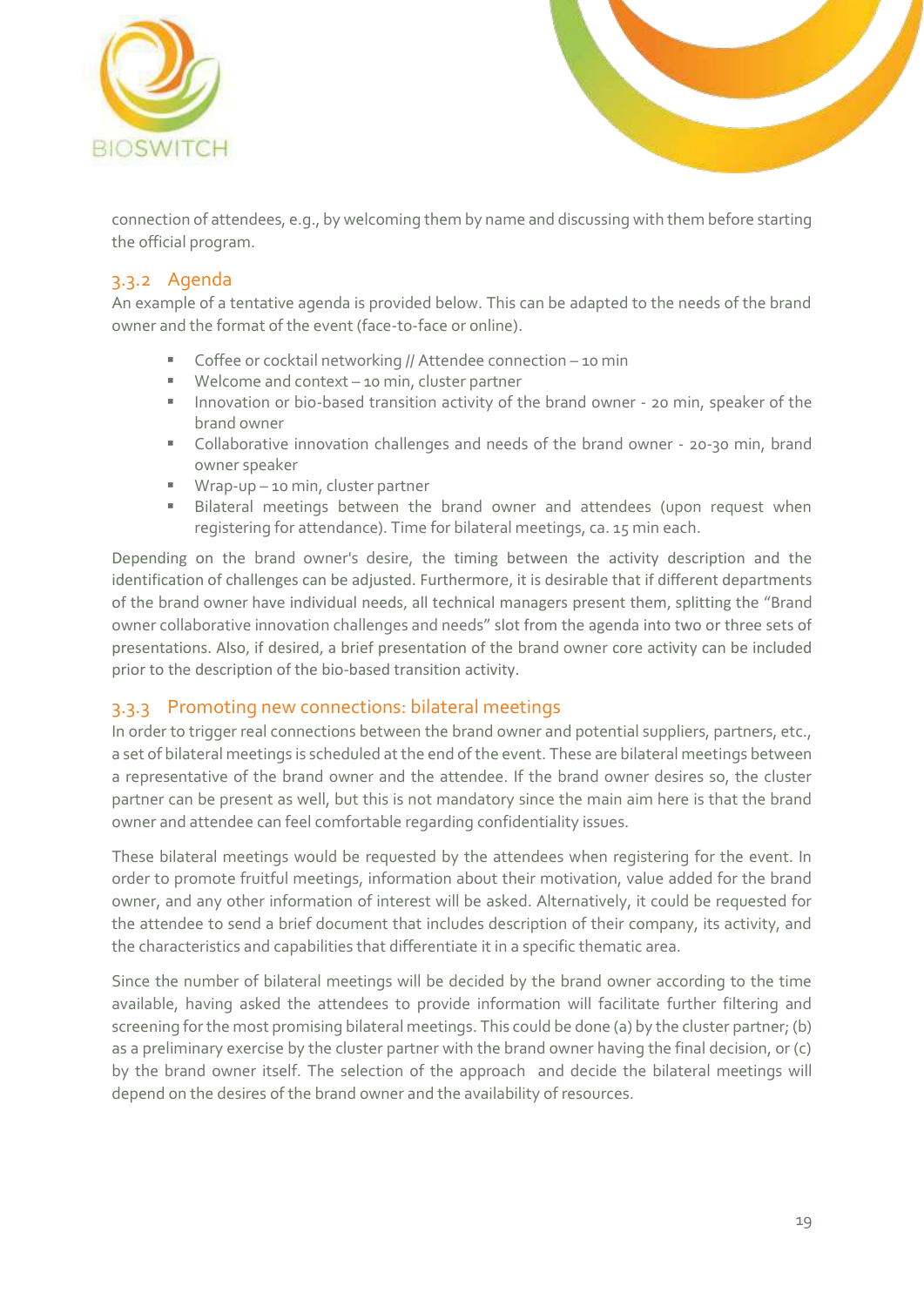connection of attendees, e.g., by welcoming them by name and discussing with them before starting the official program.

### 3.3.2 Agenda

An example of a tentative agenda is provided below. This can be adapted to the needs of the brand owner and the format of the event (face-to-face or online).

- Coffee or cocktail networking // Attendee connection – 10 min
- Welcome and context – 10 min, cluster partner
- Innovation or bio-based transition activity of the brand owner - 20 min, speaker of the brand owner
- Collaborative innovation challenges and needs of the brand owner - 20-30 min, brand owner speaker
- Wrap-up – 10 min, cluster partner
- Bilateral meetings between the brand owner and attendees (upon request when registering for attendance). Time for bilateral meetings, ca. 15 min each.

Depending on the brand owner's desire, the timing between the activity description and the identification of challenges can be adjusted. Furthermore, it is desirable that if different departments of the brand owner have individual needs, all technical managers present them, splitting the "Brand owner collaborative innovation challenges and needs" slot from the agenda into two or three sets of presentations. Also, if desired, a brief presentation of the brand owner core activity can be included prior to the description of the bio-based transition activity.

### 3.3.3 Promoting new connections: bilateral meetings

In order to trigger real connections between the brand owner and potential suppliers, partners, etc., a set of bilateral meetings is scheduled at the end of the event. These are bilateral meetings between a representative of the brand owner and the attendee. If the brand owner desires so, the cluster partner can be present as well, but this is not mandatory since the main aim here is that the brand owner and attendee can feel comfortable regarding confidentiality issues.

These bilateral meetings would be requested by the attendees when registering for the event. In order to promote fruitful meetings, information about their motivation, value added for the brand owner, and any other information of interest will be asked. Alternatively, it could be requested for the attendee to send a brief document that includes description of their company, its activity, and the characteristics and capabilities that differentiate it in a specific thematic area.

Since the number of bilateral meetings will be decided by the brand owner according to the time available, having asked the attendees to provide information will facilitate further filtering and screening for the most promising bilateral meetings. This could be done (a) by the cluster partner; (b) as a preliminary exercise by the cluster partner with the brand owner having the final decision, or (c) by the brand owner itself. The selection of the approach and decide the bilateral meetings will depend on the desires of the brand owner and the availability of resources.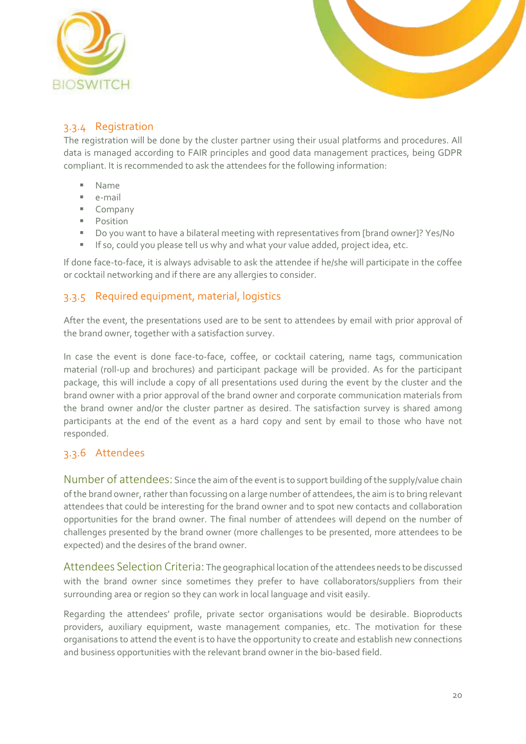### 3.3.4 Registration

The registration will be done by the cluster partner using their usual platforms and procedures. All data is managed according to FAIR principles and good data management practices, being GDPR compliant. It is recommended to ask the attendees for the following information:

- Name
- e-mail
- Company
- Position
- Do you want to have a bilateral meeting with representatives from [brand owner]? Yes/No
- If so, could you please tell us why and what your value added, project idea, etc.

If done face-to-face, it is always advisable to ask the attendee if he/she will participate in the coffee or cocktail networking and if there are any allergies to consider.

### 3.3.5 Required equipment, material, logistics

After the event, the presentations used are to be sent to attendees by email with prior approval of the brand owner, together with a satisfaction survey.

In case the event is done face-to-face, coffee, or cocktail catering, name tags, communication material (roll-up and brochures) and participant package will be provided. As for the participant package, this will include a copy of all presentations used during the event by the cluster and the brand owner with a prior approval of the brand owner and corporate communication materials from the brand owner and/or the cluster partner as desired. The satisfaction survey is shared among participants at the end of the event as a hard copy and sent by email to those who have not responded.

### 3.3.6 Attendees

Number of attendees: Since the aim of the event is to support building of the supply/value chain of the brand owner, rather than focussing on a large number of attendees, the aim is to bring relevant attendees that could be interesting for the brand owner and to spot new contacts and collaboration opportunities for the brand owner. The final number of attendees will depend on the number of challenges presented by the brand owner (more challenges to be presented, more attendees to be expected) and the desires of the brand owner.

Attendees Selection Criteria: The geographical location of the attendees needs to be discussed with the brand owner since sometimes they prefer to have collaborators/suppliers from their surrounding area or region so they can work in local language and visit easily.

Regarding the attendees' profile, private sector organisations would be desirable. Bioproducts providers, auxiliary equipment, waste management companies, etc. The motivation for these organisations to attend the event is to have the opportunity to create and establish new connections and business opportunities with the relevant brand owner in the bio-based field.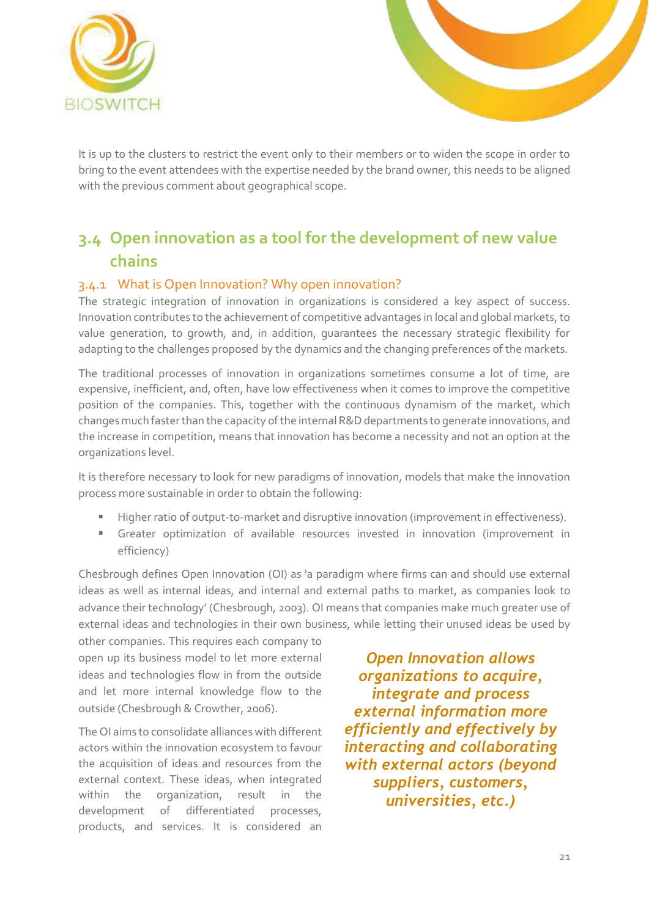It is up to the clusters to restrict the event only to their members or to widen the scope in order to bring to the event attendees with the expertise needed by the brand owner, this needs to be aligned with the previous comment about geographical scope.

## 3.4 Open innovation as a tool for the development of new value chains

### 3.4.1 What is Open Innovation? Why open innovation?

The strategic integration of innovation in organizations is considered a key aspect of success. Innovation contributes to the achievement of competitive advantages in local and global markets, to value generation, to growth, and, in addition, guarantees the necessary strategic flexibility for adapting to the challenges proposed by the dynamics and the changing preferences of the markets.

The traditional processes of innovation in organizations sometimes consume a lot of time, are expensive, inefficient, and, often, have low effectiveness when it comes to improve the competitive position of the companies. This, together with the continuous dynamism of the market, which changes much faster than the capacity of the internal R&D departments to generate innovations, and the increase in competition, means that innovation has become a necessity and not an option at the organizations level.

It is therefore necessary to look for new paradigms of innovation, models that make the innovation process more sustainable in order to obtain the following:

- Higher ratio of output-to-market and disruptive innovation (improvement in effectiveness).
- Greater optimization of available resources invested in innovation (improvement in efficiency)

Chesbrough defines Open Innovation (OI) as 'a paradigm where firms can and should use external ideas as well as internal ideas, and internal and external paths to market, as companies look to advance their technology' (Chesbrough, 2003). OI means that companies make much greater use of external ideas and technologies in their own business, while letting their unused ideas be used by other companies. This requires each company to open up its business model to let more external ideas and technologies flow in from the outside and let more internal knowledge flow to the outside (Chesbrough & Crowther, 2006).

> ***Open Innovation allows organizations to acquire, integrate and process external information more efficiently and effectively by interacting and collaborating with external actors (beyond suppliers, customers, universities, etc.)***

The OI aims to consolidate alliances with different actors within the innovation ecosystem to favour the acquisition of ideas and resources from the external context. These ideas, when integrated within the organization, result in the development of differentiated processes, products, and services. It is considered an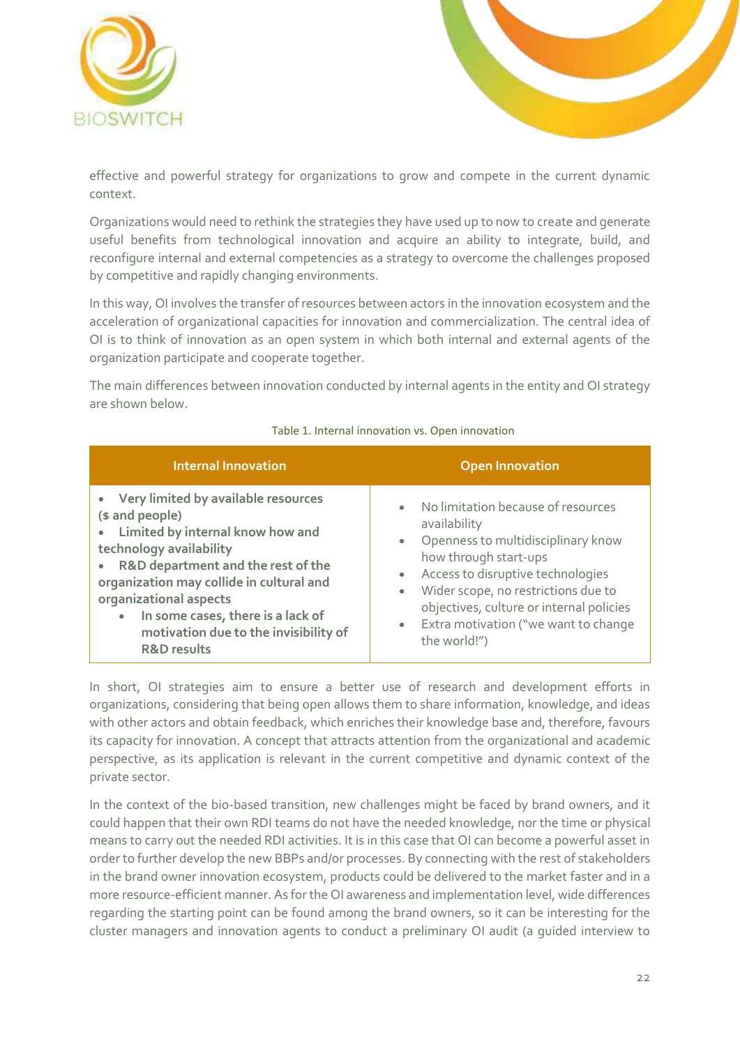effective and powerful strategy for organizations to grow and compete in the current dynamic context.

Organizations would need to rethink the strategies they have used up to now to create and generate useful benefits from technological innovation and acquire an ability to integrate, build, and reconfigure internal and external competencies as a strategy to overcome the challenges proposed by competitive and rapidly changing environments.

In this way, OI involves the transfer of resources between actors in the innovation ecosystem and the acceleration of organizational capacities for innovation and commercialization. The central idea of OI is to think of innovation as an open system in which both internal and external agents of the organization participate and cooperate together.

The main differences between innovation conducted by internal agents in the entity and OI strategy are shown below.

Table 1. Internal innovation vs. Open innovation

| Internal Innovation | Open Innovation |
| --- | --- |
| • **Very limited by available resources ($ and people)**<br>• **Limited by internal know how and technology availability**<br>• **R&D department and the rest of the organization may collide in cultural and organizational aspects**<br>  • **In some cases, there is a lack of motivation due to the invisibility of R&D results** | • No limitation because of resources availability<br>• Openness to multidisciplinary know how through start-ups<br>• Access to disruptive technologies<br>• Wider scope, no restrictions due to objectives, culture or internal policies<br>• Extra motivation ("we want to change the world!") |

In short, OI strategies aim to ensure a better use of research and development efforts in organizations, considering that being open allows them to share information, knowledge, and ideas with other actors and obtain feedback, which enriches their knowledge base and, therefore, favours its capacity for innovation. A concept that attracts attention from the organizational and academic perspective, as its application is relevant in the current competitive and dynamic context of the private sector.

In the context of the bio-based transition, new challenges might be faced by brand owners, and it could happen that their own RDI teams do not have the needed knowledge, nor the time or physical means to carry out the needed RDI activities. It is in this case that OI can become a powerful asset in order to further develop the new BBPs and/or processes. By connecting with the rest of stakeholders in the brand owner innovation ecosystem, products could be delivered to the market faster and in a more resource-efficient manner. As for the OI awareness and implementation level, wide differences regarding the starting point can be found among the brand owners, so it can be interesting for the cluster managers and innovation agents to conduct a preliminary OI audit (a guided interview to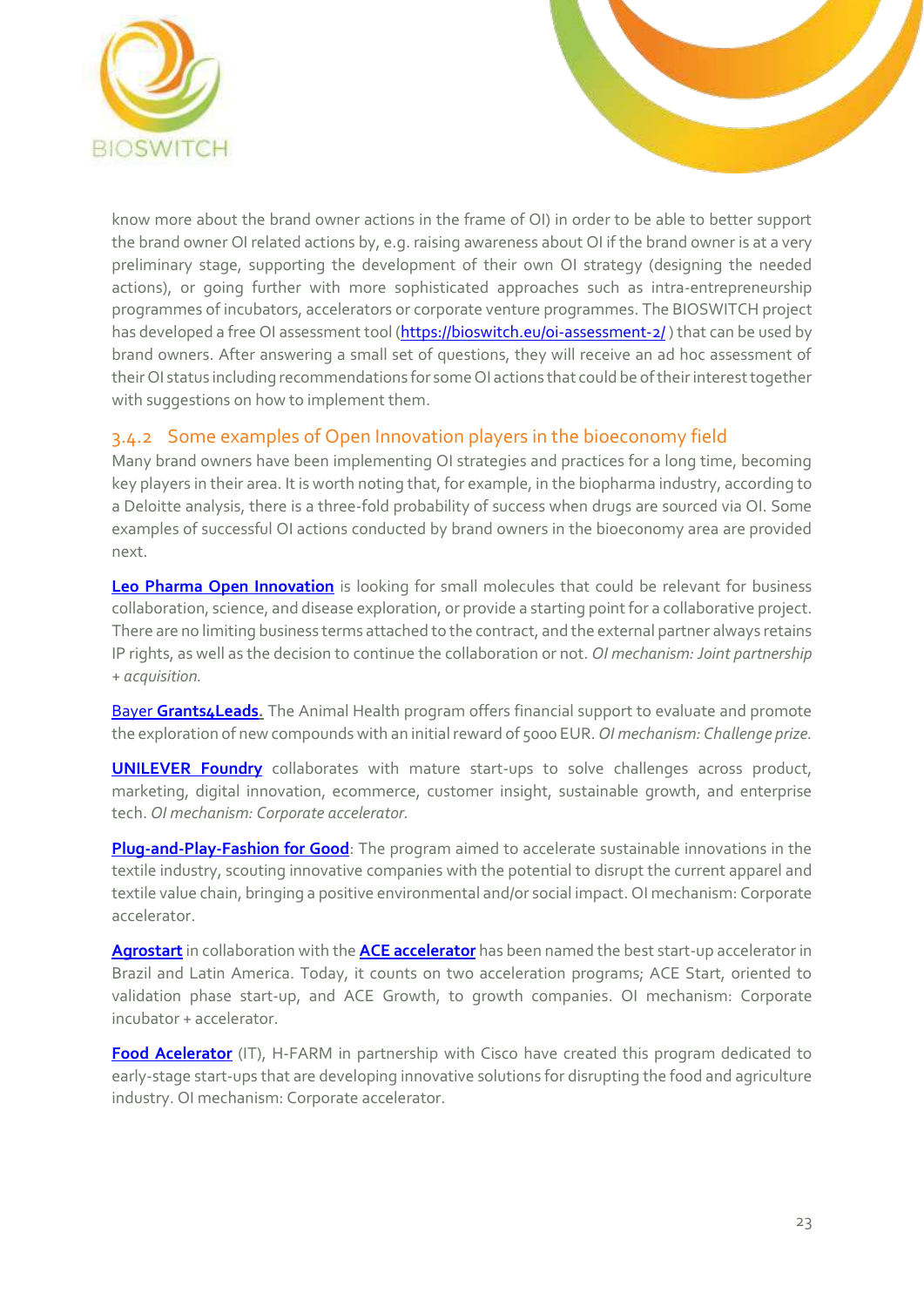know more about the brand owner actions in the frame of OI) in order to be able to better support the brand owner OI related actions by, e.g. raising awareness about OI if the brand owner is at a very preliminary stage, supporting the development of their own OI strategy (designing the needed actions), or going further with more sophisticated approaches such as intra-entrepreneurship programmes of incubators, accelerators or corporate venture programmes. The BIOSWITCH project has developed a free OI assessment tool (https://bioswitch.eu/oi-assessment-2/ ) that can be used by brand owners. After answering a small set of questions, they will receive an ad hoc assessment of their OI status including recommendations for some OI actions that could be of their interest together with suggestions on how to implement them.

### 3.4.2 Some examples of Open Innovation players in the bioeconomy field

Many brand owners have been implementing OI strategies and practices for a long time, becoming key players in their area. It is worth noting that, for example, in the biopharma industry, according to a Deloitte analysis, there is a three-fold probability of success when drugs are sourced via OI. Some examples of successful OI actions conducted by brand owners in the bioeconomy area are provided next.

**Leo Pharma Open Innovation** is looking for small molecules that could be relevant for business collaboration, science, and disease exploration, or provide a starting point for a collaborative project. There are no limiting business terms attached to the contract, and the external partner always retains IP rights, as well as the decision to continue the collaboration or not. *OI mechanism: Joint partnership + acquisition.*

Bayer **Grants4Leads.** The Animal Health program offers financial support to evaluate and promote the exploration of new compounds with an initial reward of 5000 EUR. *OI mechanism: Challenge prize.*

**UNILEVER Foundry** collaborates with mature start-ups to solve challenges across product, marketing, digital innovation, ecommerce, customer insight, sustainable growth, and enterprise tech. *OI mechanism: Corporate accelerator.*

**Plug-and-Play-Fashion for Good**: The program aimed to accelerate sustainable innovations in the textile industry, scouting innovative companies with the potential to disrupt the current apparel and textile value chain, bringing a positive environmental and/or social impact. OI mechanism: Corporate accelerator.

**Agrostart** in collaboration with the **ACE accelerator** has been named the best start-up accelerator in Brazil and Latin America. Today, it counts on two acceleration programs; ACE Start, oriented to validation phase start-up, and ACE Growth, to growth companies. OI mechanism: Corporate incubator + accelerator.

**Food Acelerator** (IT), H-FARM in partnership with Cisco have created this program dedicated to early-stage start-ups that are developing innovative solutions for disrupting the food and agriculture industry. OI mechanism: Corporate accelerator.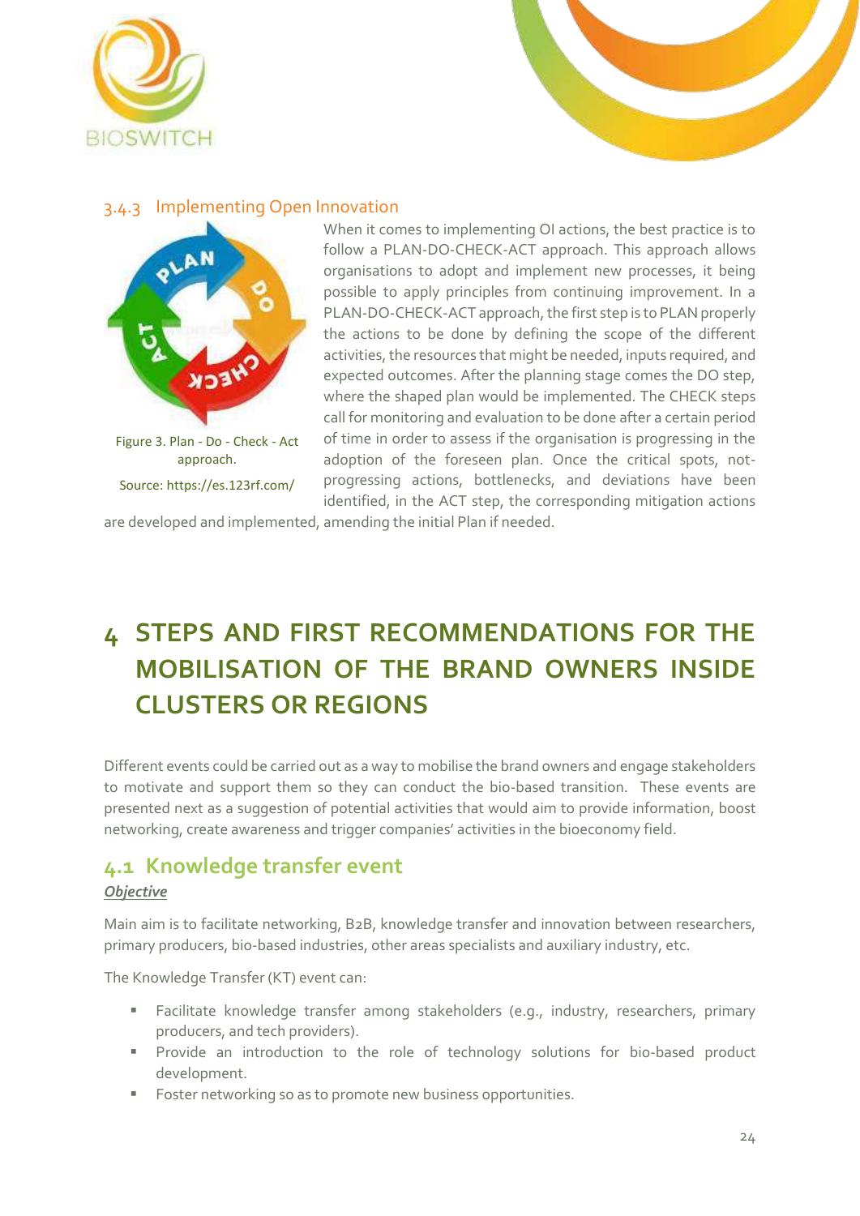### 3.4.3 Implementing Open Innovation

Figure 3. Plan - Do - Check - Act approach.

Source: https://es.123rf.com/

When it comes to implementing OI actions, the best practice is to follow a PLAN-DO-CHECK-ACT approach. This approach allows organisations to adopt and implement new processes, it being possible to apply principles from continuing improvement. In a PLAN-DO-CHECK-ACT approach, the first step is to PLAN properly the actions to be done by defining the scope of the different activities, the resources that might be needed, inputs required, and expected outcomes. After the planning stage comes the DO step, where the shaped plan would be implemented. The CHECK steps call for monitoring and evaluation to be done after a certain period of time in order to assess if the organisation is progressing in the adoption of the foreseen plan. Once the critical spots, not-progressing actions, bottlenecks, and deviations have been identified, in the ACT step, the corresponding mitigation actions are developed and implemented, amending the initial Plan if needed.

# 4 STEPS AND FIRST RECOMMENDATIONS FOR THE MOBILISATION OF THE BRAND OWNERS INSIDE CLUSTERS OR REGIONS

Different events could be carried out as a way to mobilise the brand owners and engage stakeholders to motivate and support them so they can conduct the bio-based transition. These events are presented next as a suggestion of potential activities that would aim to provide information, boost networking, create awareness and trigger companies' activities in the bioeconomy field.

## 4.1 Knowledge transfer event

***Objective***

Main aim is to facilitate networking, B2B, knowledge transfer and innovation between researchers, primary producers, bio-based industries, other areas specialists and auxiliary industry, etc.

The Knowledge Transfer (KT) event can:

- Facilitate knowledge transfer among stakeholders (e.g., industry, researchers, primary producers, and tech providers).
- Provide an introduction to the role of technology solutions for bio-based product development.
- Foster networking so as to promote new business opportunities.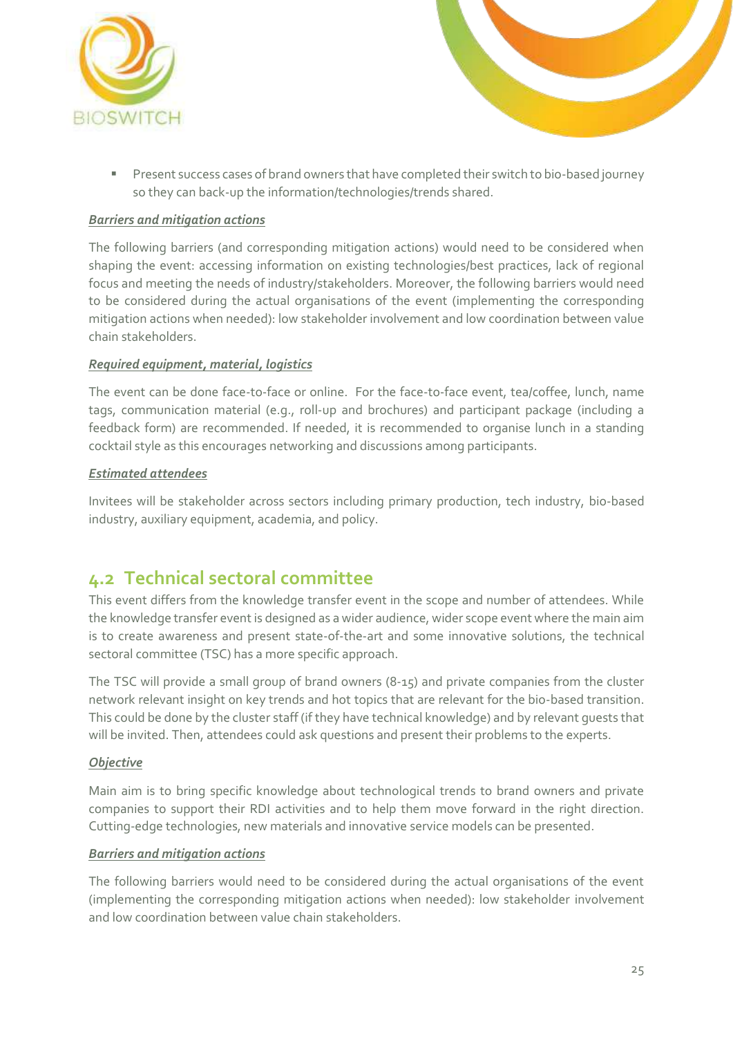- Present success cases of brand owners that have completed their switch to bio-based journey so they can back-up the information/technologies/trends shared.

***Barriers and mitigation actions***

The following barriers (and corresponding mitigation actions) would need to be considered when shaping the event: accessing information on existing technologies/best practices, lack of regional focus and meeting the needs of industry/stakeholders. Moreover, the following barriers would need to be considered during the actual organisations of the event (implementing the corresponding mitigation actions when needed): low stakeholder involvement and low coordination between value chain stakeholders.

***Required equipment, material, logistics***

The event can be done face-to-face or online. For the face-to-face event, tea/coffee, lunch, name tags, communication material (e.g., roll-up and brochures) and participant package (including a feedback form) are recommended. If needed, it is recommended to organise lunch in a standing cocktail style as this encourages networking and discussions among participants.

***Estimated attendees***

Invitees will be stakeholder across sectors including primary production, tech industry, bio-based industry, auxiliary equipment, academia, and policy.

## 4.2 Technical sectoral committee

This event differs from the knowledge transfer event in the scope and number of attendees. While the knowledge transfer event is designed as a wider audience, wider scope event where the main aim is to create awareness and present state-of-the-art and some innovative solutions, the technical sectoral committee (TSC) has a more specific approach.

The TSC will provide a small group of brand owners (8-15) and private companies from the cluster network relevant insight on key trends and hot topics that are relevant for the bio-based transition. This could be done by the cluster staff (if they have technical knowledge) and by relevant guests that will be invited. Then, attendees could ask questions and present their problems to the experts.

***Objective***

Main aim is to bring specific knowledge about technological trends to brand owners and private companies to support their RDI activities and to help them move forward in the right direction. Cutting-edge technologies, new materials and innovative service models can be presented.

***Barriers and mitigation actions***

The following barriers would need to be considered during the actual organisations of the event (implementing the corresponding mitigation actions when needed): low stakeholder involvement and low coordination between value chain stakeholders.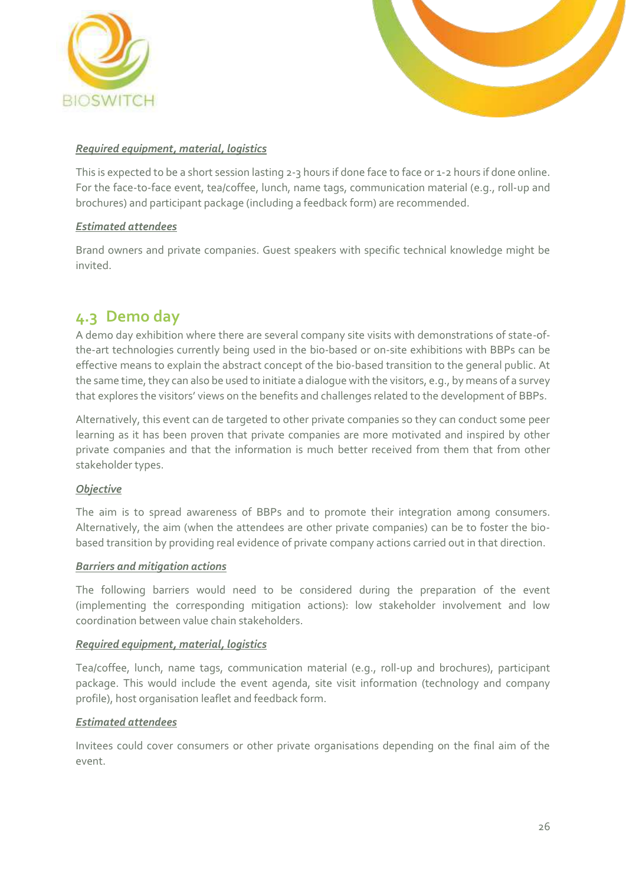***Required equipment, material, logistics***

This is expected to be a short session lasting 2-3 hours if done face to face or 1-2 hours if done online. For the face-to-face event, tea/coffee, lunch, name tags, communication material (e.g., roll-up and brochures) and participant package (including a feedback form) are recommended.

***Estimated attendees***

Brand owners and private companies. Guest speakers with specific technical knowledge might be invited.

## 4.3 Demo day

A demo day exhibition where there are several company site visits with demonstrations of state-of-the-art technologies currently being used in the bio-based or on-site exhibitions with BBPs can be effective means to explain the abstract concept of the bio-based transition to the general public. At the same time, they can also be used to initiate a dialogue with the visitors, e.g., by means of a survey that explores the visitors' views on the benefits and challenges related to the development of BBPs.

Alternatively, this event can de targeted to other private companies so they can conduct some peer learning as it has been proven that private companies are more motivated and inspired by other private companies and that the information is much better received from them that from other stakeholder types.

***Objective***

The aim is to spread awareness of BBPs and to promote their integration among consumers. Alternatively, the aim (when the attendees are other private companies) can be to foster the bio-based transition by providing real evidence of private company actions carried out in that direction.

***Barriers and mitigation actions***

The following barriers would need to be considered during the preparation of the event (implementing the corresponding mitigation actions): low stakeholder involvement and low coordination between value chain stakeholders.

***Required equipment, material, logistics***

Tea/coffee, lunch, name tags, communication material (e.g., roll-up and brochures), participant package. This would include the event agenda, site visit information (technology and company profile), host organisation leaflet and feedback form.

***Estimated attendees***

Invitees could cover consumers or other private organisations depending on the final aim of the event.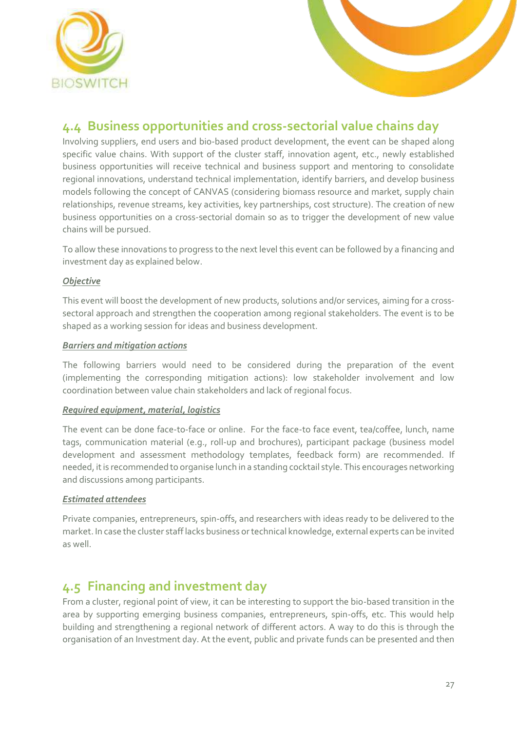## 4.4 Business opportunities and cross-sectorial value chains day

Involving suppliers, end users and bio-based product development, the event can be shaped along specific value chains. With support of the cluster staff, innovation agent, etc., newly established business opportunities will receive technical and business support and mentoring to consolidate regional innovations, understand technical implementation, identify barriers, and develop business models following the concept of CANVAS (considering biomass resource and market, supply chain relationships, revenue streams, key activities, key partnerships, cost structure). The creation of new business opportunities on a cross-sectorial domain so as to trigger the development of new value chains will be pursued.

To allow these innovations to progress to the next level this event can be followed by a financing and investment day as explained below.

***Objective***

This event will boost the development of new products, solutions and/or services, aiming for a cross-sectoral approach and strengthen the cooperation among regional stakeholders. The event is to be shaped as a working session for ideas and business development.

***Barriers and mitigation actions***

The following barriers would need to be considered during the preparation of the event (implementing the corresponding mitigation actions): low stakeholder involvement and low coordination between value chain stakeholders and lack of regional focus.

***Required equipment, material, logistics***

The event can be done face-to-face or online. For the face-to face event, tea/coffee, lunch, name tags, communication material (e.g., roll-up and brochures), participant package (business model development and assessment methodology templates, feedback form) are recommended. If needed, it is recommended to organise lunch in a standing cocktail style. This encourages networking and discussions among participants.

***Estimated attendees***

Private companies, entrepreneurs, spin-offs, and researchers with ideas ready to be delivered to the market. In case the cluster staff lacks business or technical knowledge, external experts can be invited as well.

## 4.5 Financing and investment day

From a cluster, regional point of view, it can be interesting to support the bio-based transition in the area by supporting emerging business companies, entrepreneurs, spin-offs, etc. This would help building and strengthening a regional network of different actors. A way to do this is through the organisation of an Investment day. At the event, public and private funds can be presented and then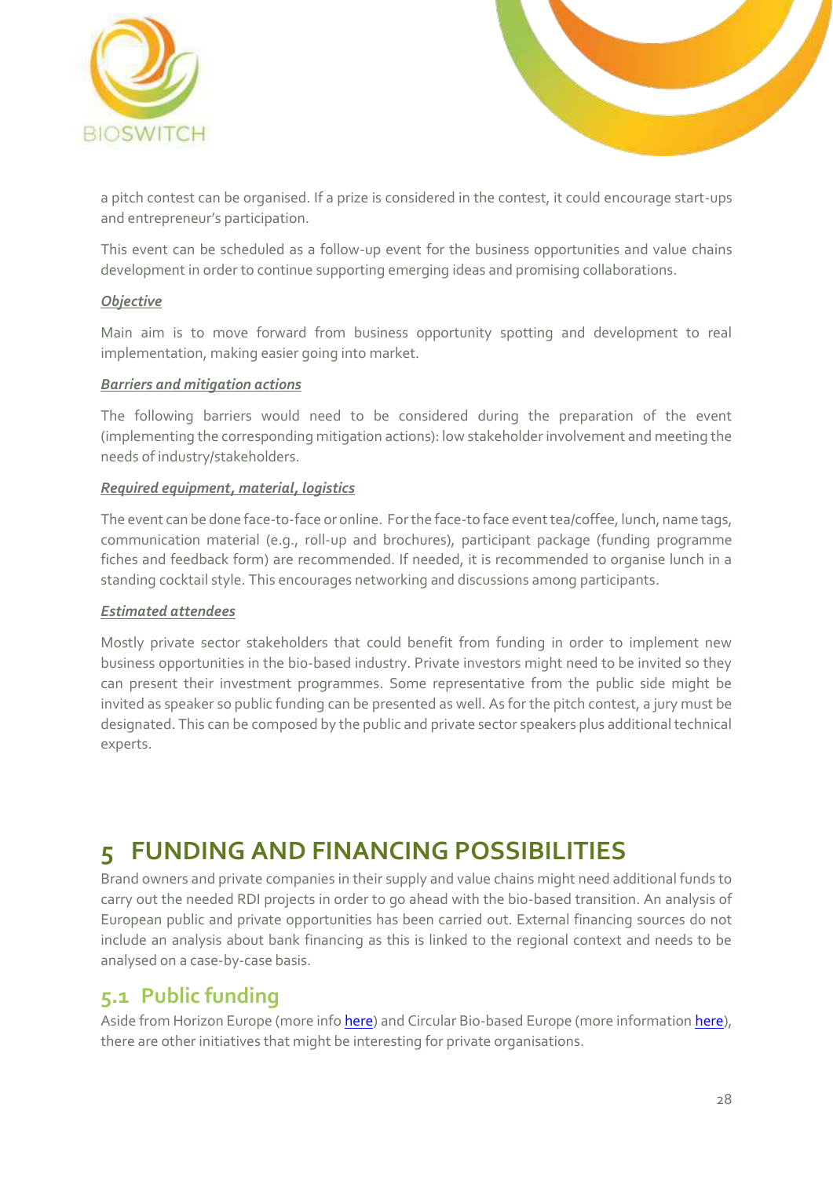a pitch contest can be organised. If a prize is considered in the contest, it could encourage start-ups and entrepreneur's participation.

This event can be scheduled as a follow-up event for the business opportunities and value chains development in order to continue supporting emerging ideas and promising collaborations.

***Objective***

Main aim is to move forward from business opportunity spotting and development to real implementation, making easier going into market.

***Barriers and mitigation actions***

The following barriers would need to be considered during the preparation of the event (implementing the corresponding mitigation actions): low stakeholder involvement and meeting the needs of industry/stakeholders.

***Required equipment, material, logistics***

The event can be done face-to-face or online. For the face-to face event tea/coffee, lunch, name tags, communication material (e.g., roll-up and brochures), participant package (funding programme fiches and feedback form) are recommended. If needed, it is recommended to organise lunch in a standing cocktail style. This encourages networking and discussions among participants.

***Estimated attendees***

Mostly private sector stakeholders that could benefit from funding in order to implement new business opportunities in the bio-based industry. Private investors might need to be invited so they can present their investment programmes. Some representative from the public side might be invited as speaker so public funding can be presented as well. As for the pitch contest, a jury must be designated. This can be composed by the public and private sector speakers plus additional technical experts.

# 5 FUNDING AND FINANCING POSSIBILITIES

Brand owners and private companies in their supply and value chains might need additional funds to carry out the needed RDI projects in order to go ahead with the bio-based transition. An analysis of European public and private opportunities has been carried out. External financing sources do not include an analysis about bank financing as this is linked to the regional context and needs to be analysed on a case-by-case basis.

## 5.1 Public funding

Aside from Horizon Europe (more info here) and Circular Bio-based Europe (more information here), there are other initiatives that might be interesting for private organisations.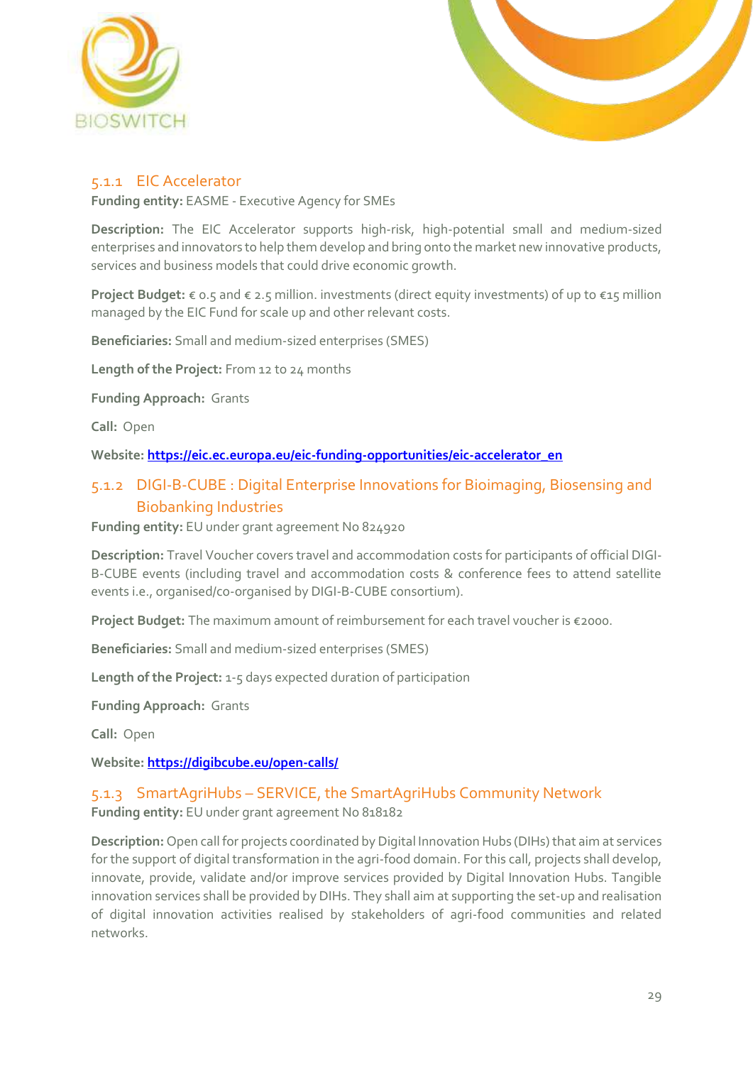### 5.1.1 EIC Accelerator

**Funding entity:** EASME - Executive Agency for SMEs

**Description:** The EIC Accelerator supports high-risk, high-potential small and medium-sized enterprises and innovators to help them develop and bring onto the market new innovative products, services and business models that could drive economic growth.

**Project Budget:** € 0.5 and € 2.5 million. investments (direct equity investments) of up to €15 million managed by the EIC Fund for scale up and other relevant costs.

**Beneficiaries:** Small and medium-sized enterprises (SMES)

**Length of the Project:** From 12 to 24 months

**Funding Approach:** Grants

**Call:** Open

**Website:** **https://eic.ec.europa.eu/eic-funding-opportunities/eic-accelerator_en**

### 5.1.2 DIGI-B-CUBE : Digital Enterprise Innovations for Bioimaging, Biosensing and Biobanking Industries

**Funding entity:** EU under grant agreement No 824920

**Description:** Travel Voucher covers travel and accommodation costs for participants of official DIGI-B-CUBE events (including travel and accommodation costs & conference fees to attend satellite events i.e., organised/co-organised by DIGI-B-CUBE consortium).

**Project Budget:** The maximum amount of reimbursement for each travel voucher is €2000.

**Beneficiaries:** Small and medium-sized enterprises (SMES)

**Length of the Project:** 1-5 days expected duration of participation

**Funding Approach:** Grants

**Call:** Open

**Website:** **https://digibcube.eu/open-calls/**

### 5.1.3 SmartAgriHubs – SERVICE, the SmartAgriHubs Community Network

**Funding entity:** EU under grant agreement No 818182

**Description:** Open call for projects coordinated by Digital Innovation Hubs (DIHs) that aim at services for the support of digital transformation in the agri-food domain. For this call, projects shall develop, innovate, provide, validate and/or improve services provided by Digital Innovation Hubs. Tangible innovation services shall be provided by DIHs. They shall aim at supporting the set-up and realisation of digital innovation activities realised by stakeholders of agri-food communities and related networks.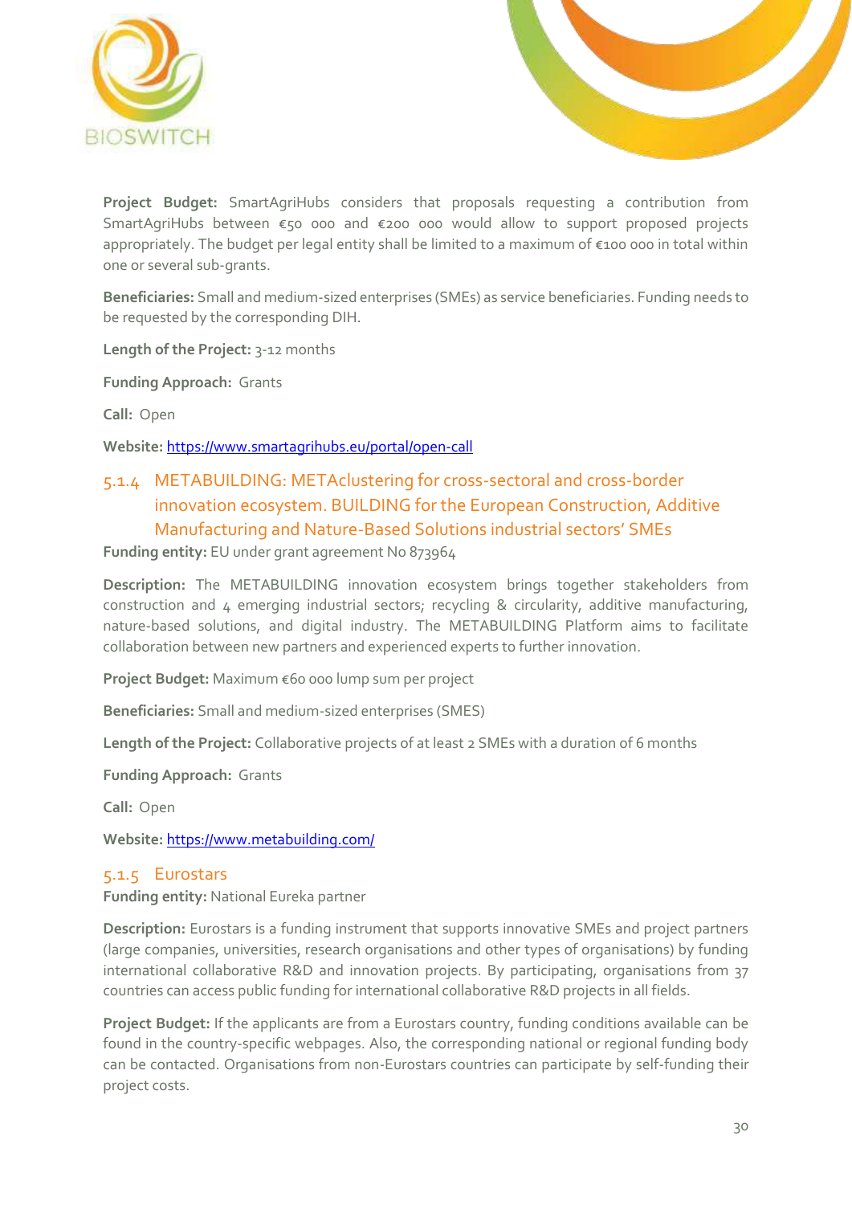**Project Budget:** SmartAgriHubs considers that proposals requesting a contribution from SmartAgriHubs between €50 000 and €200 000 would allow to support proposed projects appropriately. The budget per legal entity shall be limited to a maximum of €100 000 in total within one or several sub-grants.

**Beneficiaries:** Small and medium-sized enterprises (SMEs) as service beneficiaries. Funding needs to be requested by the corresponding DIH.

**Length of the Project:** 3-12 months

**Funding Approach:** Grants

**Call:** Open

**Website:** https://www.smartagrihubs.eu/portal/open-call

### 5.1.4 METABUILDING: METAclustering for cross-sectoral and cross-border innovation ecosystem. BUILDING for the European Construction, Additive Manufacturing and Nature-Based Solutions industrial sectors' SMEs

**Funding entity:** EU under grant agreement No 873964

**Description:** The METABUILDING innovation ecosystem brings together stakeholders from construction and 4 emerging industrial sectors; recycling & circularity, additive manufacturing, nature-based solutions, and digital industry. The METABUILDING Platform aims to facilitate collaboration between new partners and experienced experts to further innovation.

**Project Budget:** Maximum €60 000 lump sum per project

**Beneficiaries:** Small and medium-sized enterprises (SMES)

**Length of the Project:** Collaborative projects of at least 2 SMEs with a duration of 6 months

**Funding Approach:** Grants

**Call:** Open

**Website:** https://www.metabuilding.com/

### 5.1.5 Eurostars

**Funding entity:** National Eureka partner

**Description:** Eurostars is a funding instrument that supports innovative SMEs and project partners (large companies, universities, research organisations and other types of organisations) by funding international collaborative R&D and innovation projects. By participating, organisations from 37 countries can access public funding for international collaborative R&D projects in all fields.

**Project Budget:** If the applicants are from a Eurostars country, funding conditions available can be found in the country-specific webpages. Also, the corresponding national or regional funding body can be contacted. Organisations from non-Eurostars countries can participate by self-funding their project costs.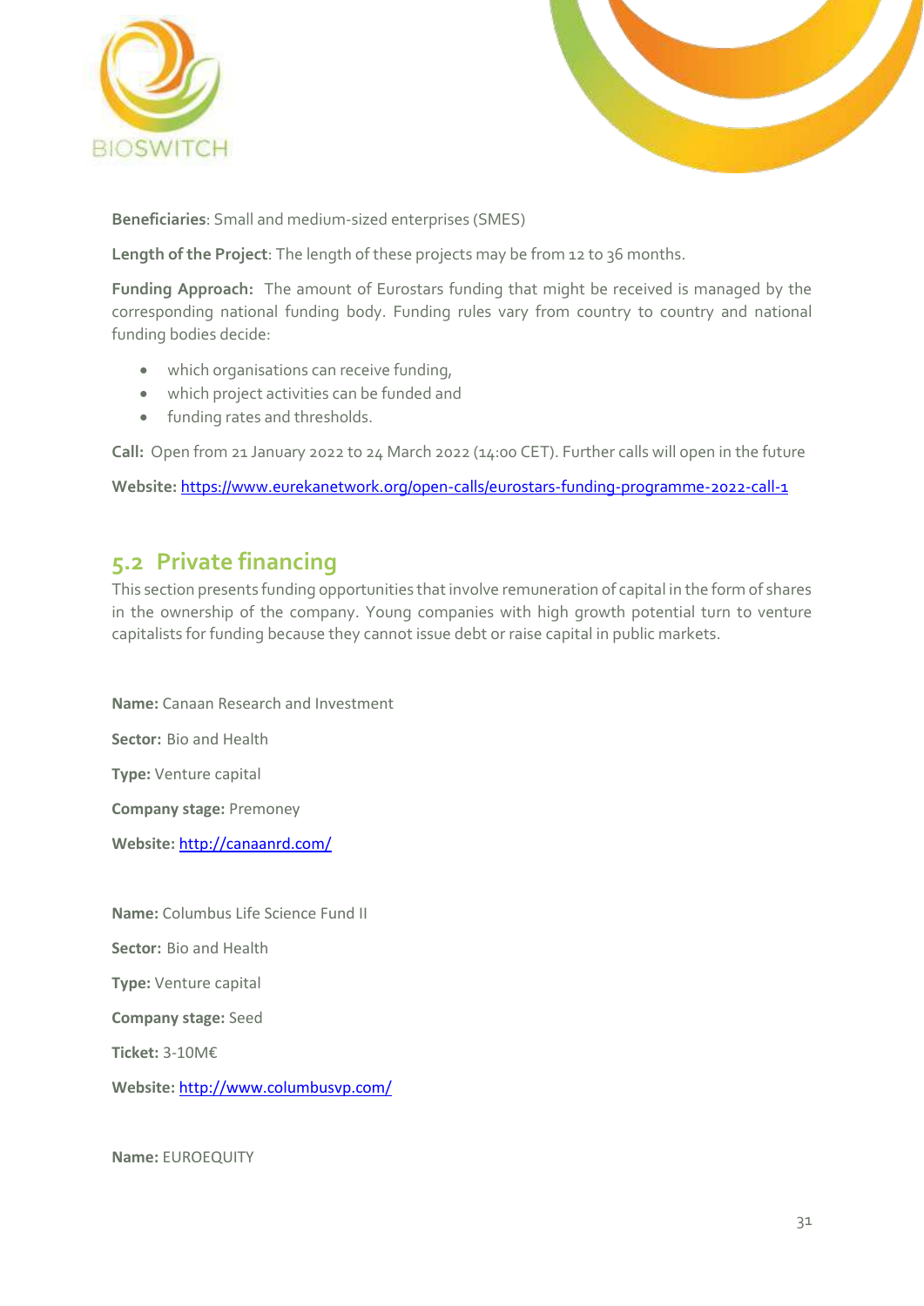**Beneficiaries**: Small and medium-sized enterprises (SMES)

**Length of the Project**: The length of these projects may be from 12 to 36 months.

**Funding Approach:** The amount of Eurostars funding that might be received is managed by the corresponding national funding body. Funding rules vary from country to country and national funding bodies decide:

- which organisations can receive funding,
- which project activities can be funded and
- funding rates and thresholds.

**Call:** Open from 21 January 2022 to 24 March 2022 (14:00 CET). Further calls will open in the future

**Website:** https://www.eurekanetwork.org/open-calls/eurostars-funding-programme-2022-call-1

## 5.2 Private financing

This section presents funding opportunities that involve remuneration of capital in the form of shares in the ownership of the company. Young companies with high growth potential turn to venture capitalists for funding because they cannot issue debt or raise capital in public markets.

**Name:** Canaan Research and Investment

**Sector:** Bio and Health

**Type:** Venture capital

**Company stage:** Premoney

**Website:** http://canaanrd.com/

**Name:** Columbus Life Science Fund II

**Sector:** Bio and Health

**Type:** Venture capital

**Company stage:** Seed

**Ticket:** 3-10M€

**Website:** http://www.columbusvp.com/

**Name:** EUROEQUITY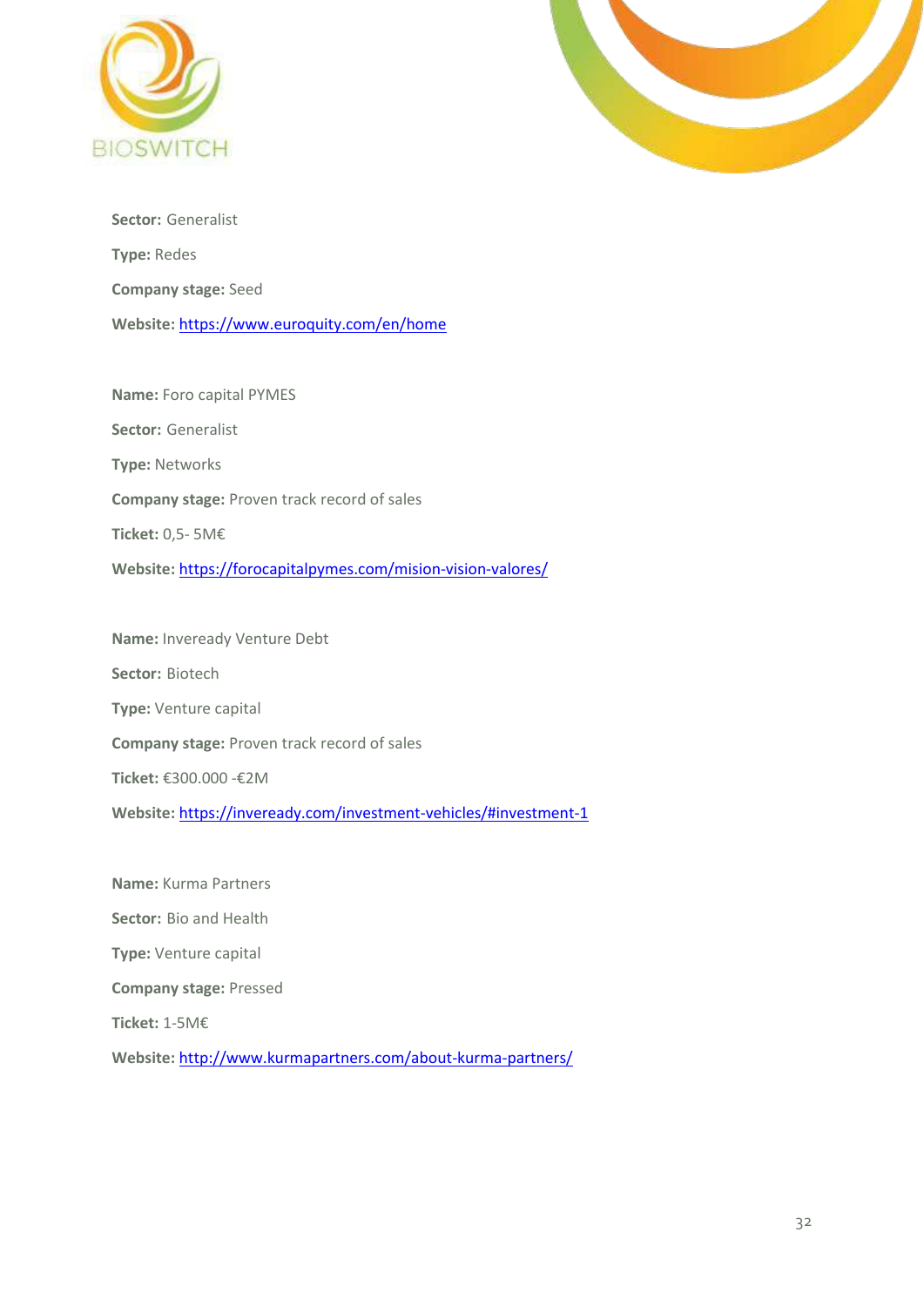**Sector:** Generalist

**Type:** Redes

**Company stage:** Seed

**Website:** https://www.euroquity.com/en/home

**Name:** Foro capital PYMES

**Sector:** Generalist

**Type:** Networks

**Company stage:** Proven track record of sales

**Ticket:** 0,5- 5M€

**Website:** https://forocapitalpymes.com/mision-vision-valores/

**Name:** Inveready Venture Debt

**Sector:** Biotech

**Type:** Venture capital

**Company stage:** Proven track record of sales

**Ticket:** €300.000 -€2M

**Website:** https://inveready.com/investment-vehicles/#investment-1

**Name:** Kurma Partners

**Sector:** Bio and Health

**Type:** Venture capital

**Company stage:** Pressed

**Ticket:** 1-5M€

**Website:** http://www.kurmapartners.com/about-kurma-partners/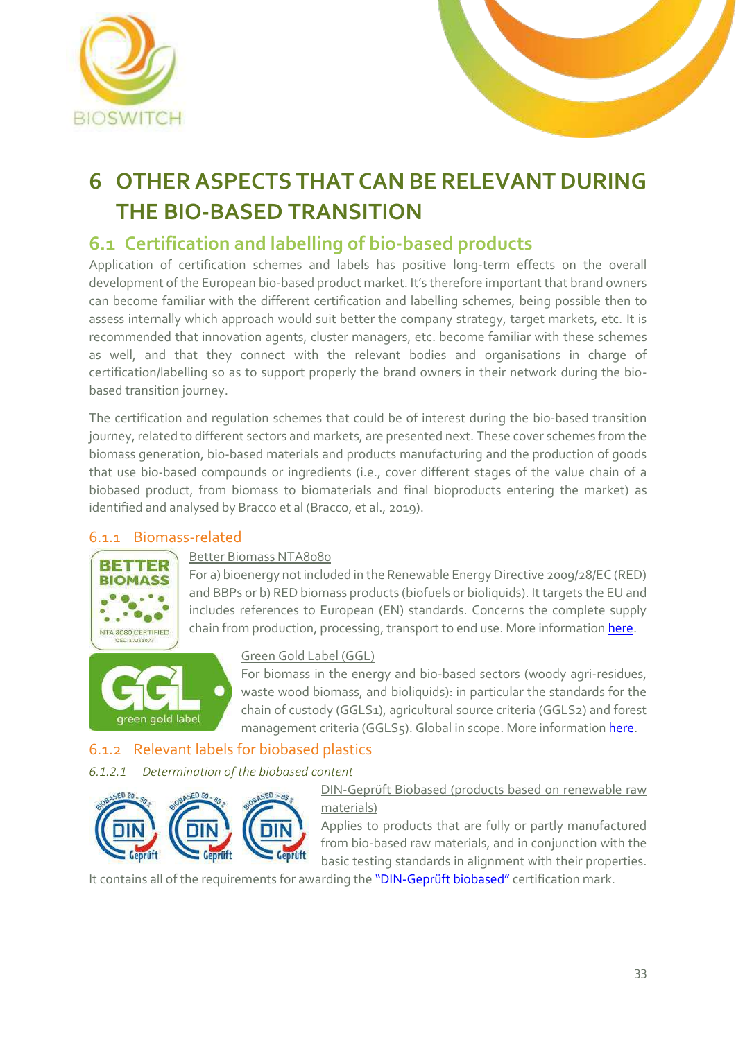# 6 OTHER ASPECTS THAT CAN BE RELEVANT DURING THE BIO-BASED TRANSITION

## 6.1 Certification and labelling of bio-based products

Application of certification schemes and labels has positive long-term effects on the overall development of the European bio-based product market. It's therefore important that brand owners can become familiar with the different certification and labelling schemes, being possible then to assess internally which approach would suit better the company strategy, target markets, etc. It is recommended that innovation agents, cluster managers, etc. become familiar with these schemes as well, and that they connect with the relevant bodies and organisations in charge of certification/labelling so as to support properly the brand owners in their network during the bio-based transition journey.

The certification and regulation schemes that could be of interest during the bio-based transition journey, related to different sectors and markets, are presented next. These cover schemes from the biomass generation, bio-based materials and products manufacturing and the production of goods that use bio-based compounds or ingredients (i.e., cover different stages of the value chain of a biobased product, from biomass to biomaterials and final bioproducts entering the market) as identified and analysed by Bracco et al (Bracco, et al., 2019).

### 6.1.1 Biomass-related

Better Biomass NTA8080

For a) bioenergy not included in the Renewable Energy Directive 2009/28/EC (RED) and BBPs or b) RED biomass products (biofuels or bioliquids). It targets the EU and includes references to European (EN) standards. Concerns the complete supply chain from production, processing, transport to end use. More information here.

Green Gold Label (GGL)

For biomass in the energy and bio-based sectors (woody agri-residues, waste wood biomass, and bioliquids): in particular the standards for the chain of custody (GGLS1), agricultural source criteria (GGLS2) and forest management criteria (GGLS5). Global in scope. More information here.

### 6.1.2 Relevant labels for biobased plastics

#### *6.1.2.1 Determination of the biobased content*

DIN-Geprüft Biobased (products based on renewable raw materials)

Applies to products that are fully or partly manufactured from bio-based raw materials, and in conjunction with the basic testing standards in alignment with their properties. It contains all of the requirements for awarding the "DIN-Geprüft biobased" certification mark.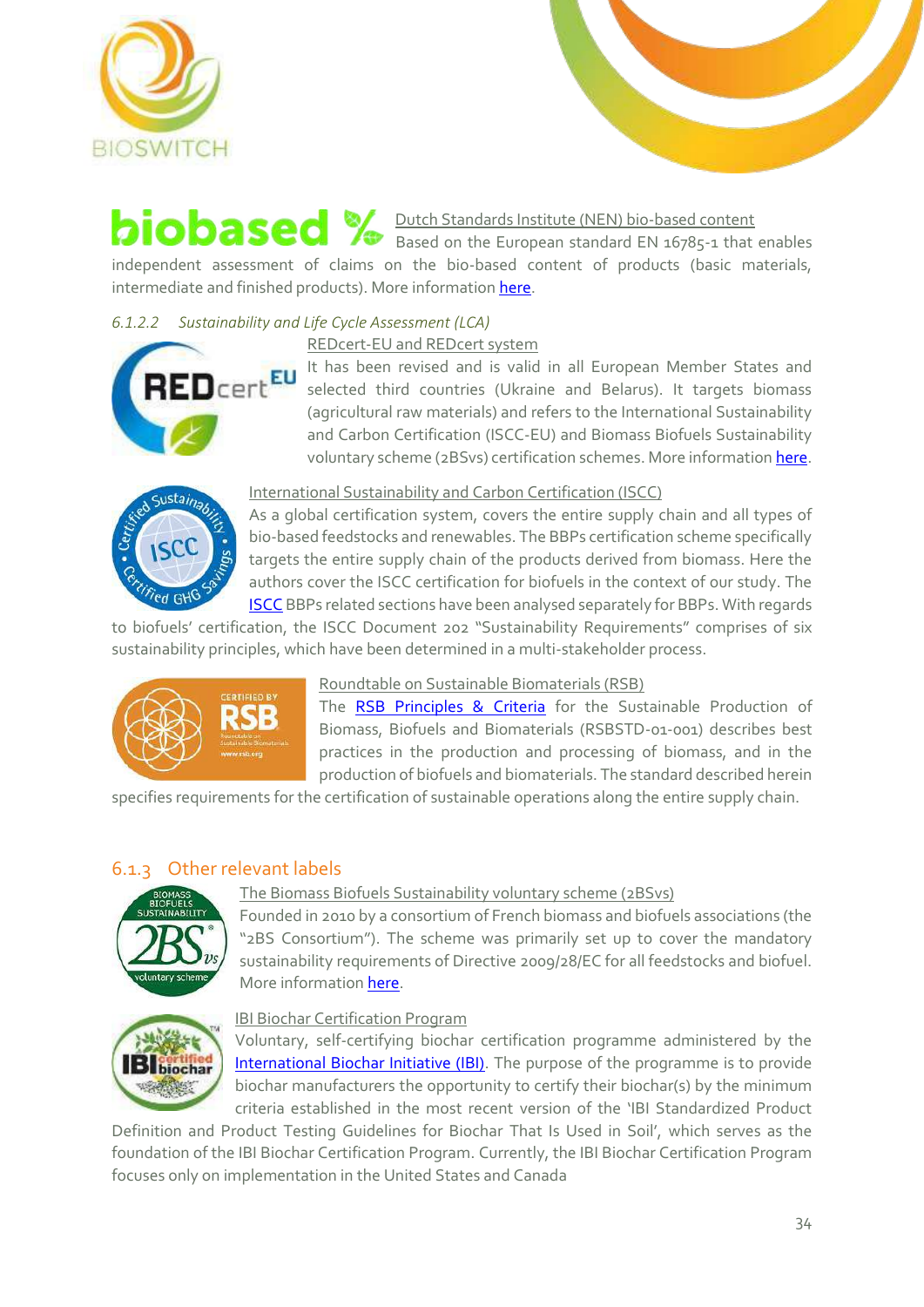Dutch Standards Institute (NEN) bio-based content

Based on the European standard EN 16785-1 that enables independent assessment of claims on the bio-based content of products (basic materials, intermediate and finished products). More information here.

*6.1.2.2 Sustainability and Life Cycle Assessment (LCA)*

REDcert-EU and REDcert system

It has been revised and is valid in all European Member States and selected third countries (Ukraine and Belarus). It targets biomass (agricultural raw materials) and refers to the International Sustainability and Carbon Certification (ISCC-EU) and Biomass Biofuels Sustainability voluntary scheme (2BSvs) certification schemes. More information here.

International Sustainability and Carbon Certification (ISCC)

As a global certification system, covers the entire supply chain and all types of bio-based feedstocks and renewables. The BBPs certification scheme specifically targets the entire supply chain of the products derived from biomass. Here the authors cover the ISCC certification for biofuels in the context of our study. The ISCC BBPs related sections have been analysed separately for BBPs. With regards to biofuels' certification, the ISCC Document 202 "Sustainability Requirements" comprises of six sustainability principles, which have been determined in a multi-stakeholder process.

Roundtable on Sustainable Biomaterials (RSB)

The RSB Principles & Criteria for the Sustainable Production of Biomass, Biofuels and Biomaterials (RSBSTD-01-001) describes best practices in the production and processing of biomass, and in the production of biofuels and biomaterials. The standard described herein specifies requirements for the certification of sustainable operations along the entire supply chain.

## 6.1.3 Other relevant labels

The Biomass Biofuels Sustainability voluntary scheme (2BSvs)

Founded in 2010 by a consortium of French biomass and biofuels associations (the "2BS Consortium"). The scheme was primarily set up to cover the mandatory sustainability requirements of Directive 2009/28/EC for all feedstocks and biofuel. More information here.

IBI Biochar Certification Program

Voluntary, self-certifying biochar certification programme administered by the International Biochar Initiative (IBI). The purpose of the programme is to provide biochar manufacturers the opportunity to certify their biochar(s) by the minimum criteria established in the most recent version of the 'IBI Standardized Product Definition and Product Testing Guidelines for Biochar That Is Used in Soil', which serves as the foundation of the IBI Biochar Certification Program. Currently, the IBI Biochar Certification Program focuses only on implementation in the United States and Canada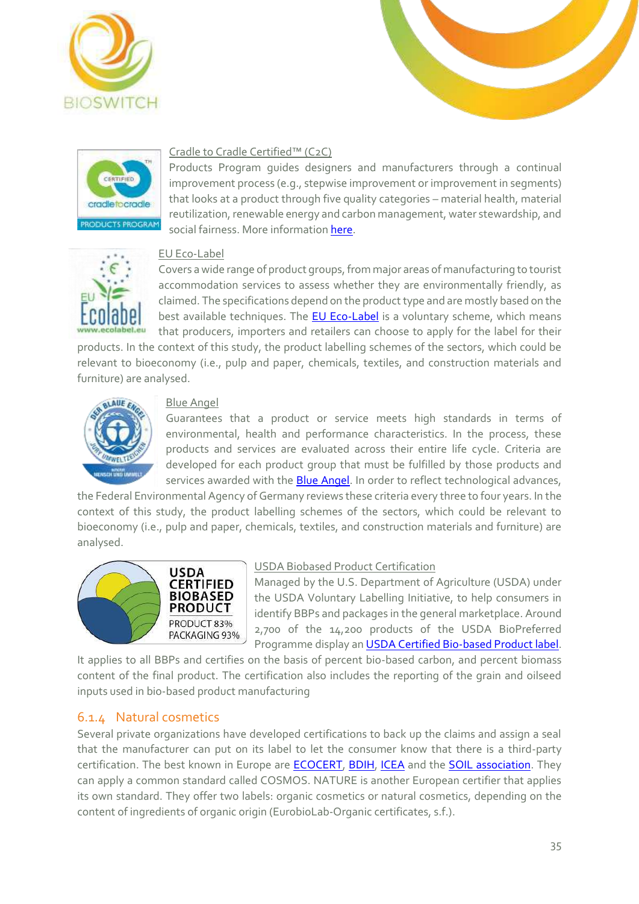Cradle to Cradle Certified™ (C2C)

Products Program guides designers and manufacturers through a continual improvement process (e.g., stepwise improvement or improvement in segments) that looks at a product through five quality categories – material health, material reutilization, renewable energy and carbon management, water stewardship, and social fairness. More information here.

EU Eco-Label

Covers a wide range of product groups, from major areas of manufacturing to tourist accommodation services to assess whether they are environmentally friendly, as claimed. The specifications depend on the product type and are mostly based on the best available techniques. The EU Eco-Label is a voluntary scheme, which means that producers, importers and retailers can choose to apply for the label for their products. In the context of this study, the product labelling schemes of the sectors, which could be relevant to bioeconomy (i.e., pulp and paper, chemicals, textiles, and construction materials and furniture) are analysed.

Blue Angel

Guarantees that a product or service meets high standards in terms of environmental, health and performance characteristics. In the process, these products and services are evaluated across their entire life cycle. Criteria are developed for each product group that must be fulfilled by those products and services awarded with the Blue Angel. In order to reflect technological advances, the Federal Environmental Agency of Germany reviews these criteria every three to four years. In the context of this study, the product labelling schemes of the sectors, which could be relevant to bioeconomy (i.e., pulp and paper, chemicals, textiles, and construction materials and furniture) are analysed.

USDA Biobased Product Certification

Managed by the U.S. Department of Agriculture (USDA) under the USDA Voluntary Labelling Initiative, to help consumers in identify BBPs and packages in the general marketplace. Around 2,700 of the 14,200 products of the USDA BioPreferred Programme display an USDA Certified Bio-based Product label. It applies to all BBPs and certifies on the basis of percent bio-based carbon, and percent biomass content of the final product. The certification also includes the reporting of the grain and oilseed inputs used in bio-based product manufacturing

### 6.1.4 Natural cosmetics

Several private organizations have developed certifications to back up the claims and assign a seal that the manufacturer can put on its label to let the consumer know that there is a third-party certification. The best known in Europe are ECOCERT, BDIH, ICEA and the SOIL association. They can apply a common standard called COSMOS. NATURE is another European certifier that applies its own standard. They offer two labels: organic cosmetics or natural cosmetics, depending on the content of ingredients of organic origin (EurobioLab-Organic certificates, s.f.).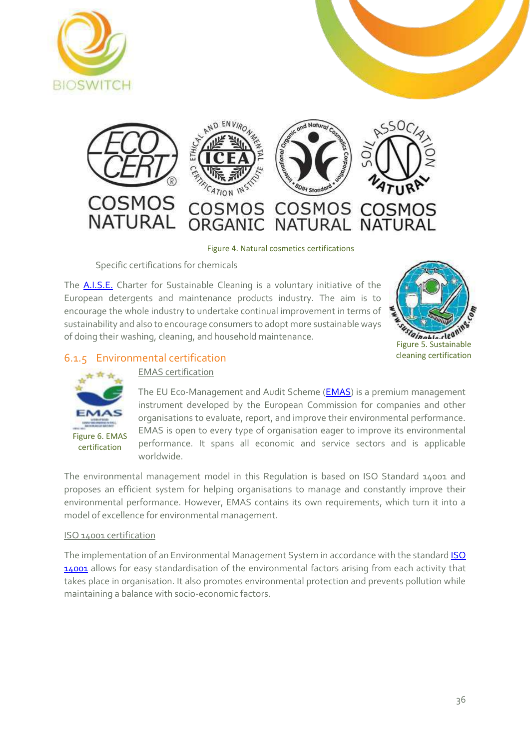COSMOS NATURAL COSMOS ORGANIC COSMOS NATURAL COSMOS NATURAL

Figure 4. Natural cosmetics certifications

Specific certifications for chemicals

The A.I.S.E. Charter for Sustainable Cleaning is a voluntary initiative of the European detergents and maintenance products industry. The aim is to encourage the whole industry to undertake continual improvement in terms of sustainability and also to encourage consumers to adopt more sustainable ways of doing their washing, cleaning, and household maintenance.

Figure 5. Sustainable cleaning certification

### 6.1.5 Environmental certification

EMAS certification

Figure 6. EMAS certification

The EU Eco-Management and Audit Scheme (EMAS) is a premium management instrument developed by the European Commission for companies and other organisations to evaluate, report, and improve their environmental performance. EMAS is open to every type of organisation eager to improve its environmental performance. It spans all economic and service sectors and is applicable worldwide.

The environmental management model in this Regulation is based on ISO Standard 14001 and proposes an efficient system for helping organisations to manage and constantly improve their environmental performance. However, EMAS contains its own requirements, which turn it into a model of excellence for environmental management.

ISO 14001 certification

The implementation of an Environmental Management System in accordance with the standard ISO 14001 allows for easy standardisation of the environmental factors arising from each activity that takes place in organisation. It also promotes environmental protection and prevents pollution while maintaining a balance with socio-economic factors.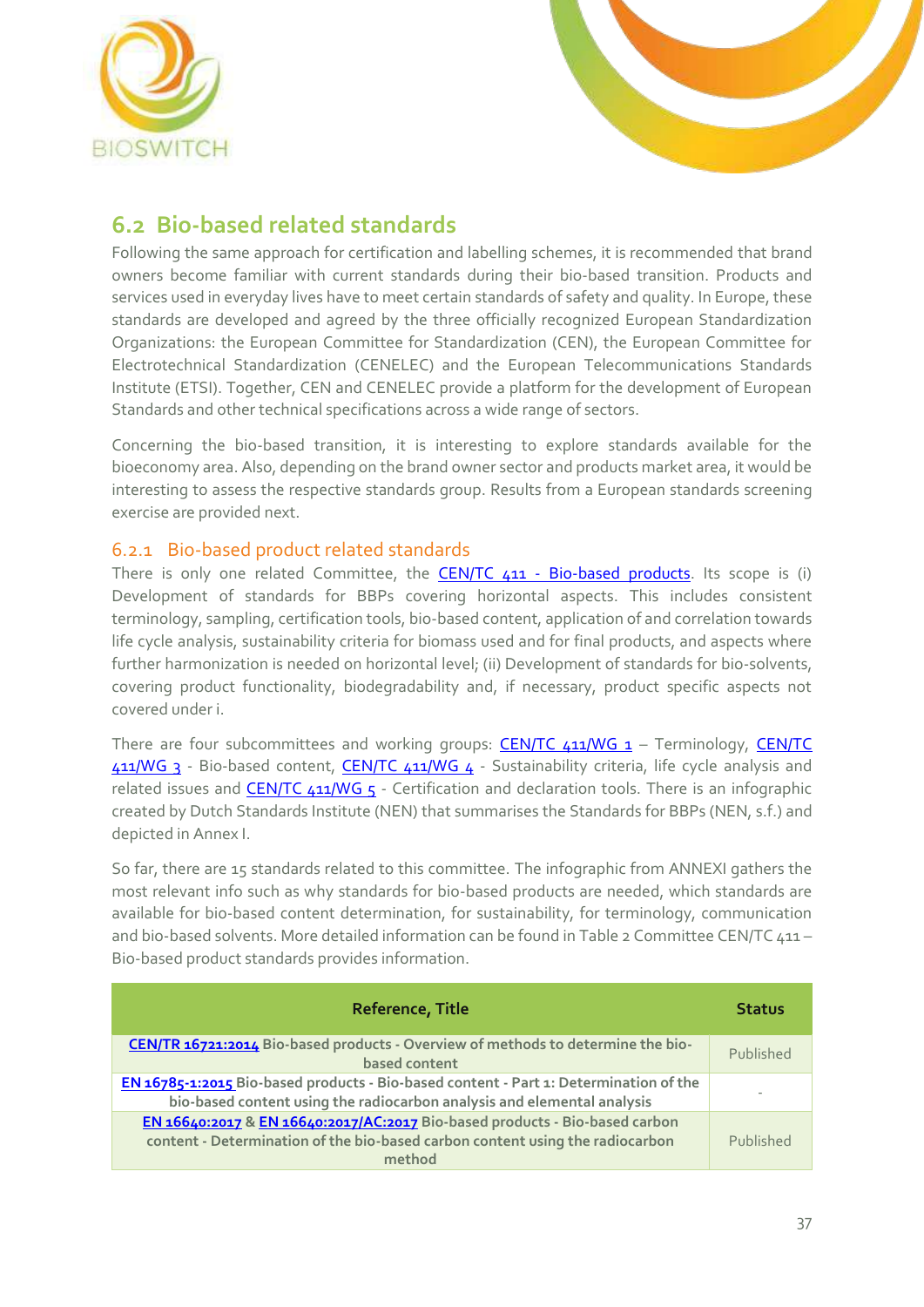## 6.2 Bio-based related standards

Following the same approach for certification and labelling schemes, it is recommended that brand owners become familiar with current standards during their bio-based transition. Products and services used in everyday lives have to meet certain standards of safety and quality. In Europe, these standards are developed and agreed by the three officially recognized European Standardization Organizations: the European Committee for Standardization (CEN), the European Committee for Electrotechnical Standardization (CENELEC) and the European Telecommunications Standards Institute (ETSI). Together, CEN and CENELEC provide a platform for the development of European Standards and other technical specifications across a wide range of sectors.

Concerning the bio-based transition, it is interesting to explore standards available for the bioeconomy area. Also, depending on the brand owner sector and products market area, it would be interesting to assess the respective standards group. Results from a European standards screening exercise are provided next.

### 6.2.1 Bio-based product related standards

There is only one related Committee, the CEN/TC 411 - Bio-based products. Its scope is (i) Development of standards for BBPs covering horizontal aspects. This includes consistent terminology, sampling, certification tools, bio-based content, application of and correlation towards life cycle analysis, sustainability criteria for biomass used and for final products, and aspects where further harmonization is needed on horizontal level; (ii) Development of standards for bio-solvents, covering product functionality, biodegradability and, if necessary, product specific aspects not covered under i.

There are four subcommittees and working groups: CEN/TC 411/WG 1 – Terminology, CEN/TC 411/WG 3 - Bio-based content, CEN/TC 411/WG 4 - Sustainability criteria, life cycle analysis and related issues and CEN/TC 411/WG 5 - Certification and declaration tools. There is an infographic created by Dutch Standards Institute (NEN) that summarises the Standards for BBPs (NEN, s.f.) and depicted in Annex I.

So far, there are 15 standards related to this committee. The infographic from ANNEXI gathers the most relevant info such as why standards for bio-based products are needed, which standards are available for bio-based content determination, for sustainability, for terminology, communication and bio-based solvents. More detailed information can be found in Table 2 Committee CEN/TC 411 – Bio-based product standards provides information.

| Reference, Title | Status |
|---|---|
| **CEN/TR 16721:2014 Bio-based products - Overview of methods to determine the bio-based content** | Published |
| **EN 16785-1:2015 Bio-based products - Bio-based content - Part 1: Determination of the bio-based content using the radiocarbon analysis and elemental analysis** | - |
| **EN 16640:2017 & EN 16640:2017/AC:2017 Bio-based products - Bio-based carbon content - Determination of the bio-based carbon content using the radiocarbon method** | Published |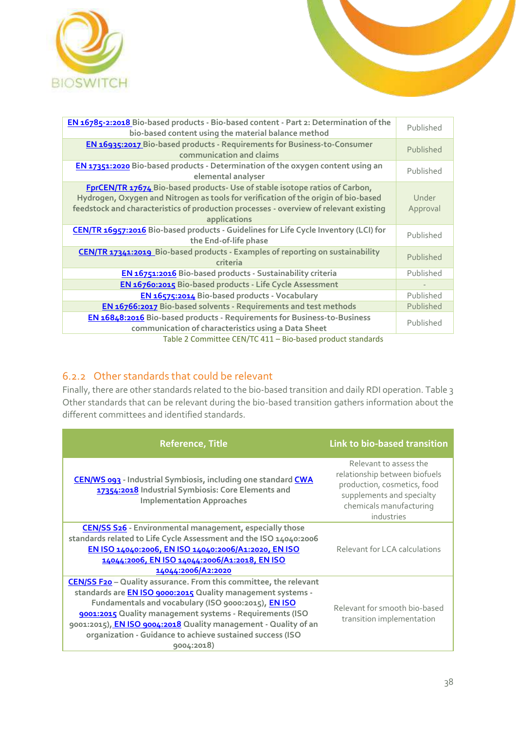| | |
|---|---|
| EN 16785-2:2018 Bio-based products - Bio-based content - Part 2: Determination of the bio-based content using the material balance method | Published |
| EN 16935:2017 Bio-based products - Requirements for Business-to-Consumer communication and claims | Published |
| EN 17351:2020 Bio-based products - Determination of the oxygen content using an elemental analyser | Published |
| FprCEN/TR 17674 Bio-based products- Use of stable isotope ratios of Carbon, Hydrogen, Oxygen and Nitrogen as tools for verification of the origin of bio-based feedstock and characteristics of production processes - overview of relevant existing applications | Under Approval |
| CEN/TR 16957:2016 Bio-based products - Guidelines for Life Cycle Inventory (LCI) for the End-of-life phase | Published |
| CEN/TR 17341:2019 Bio-based products - Examples of reporting on sustainability criteria | Published |
| EN 16751:2016 Bio-based products - Sustainability criteria | Published |
| EN 16760:2015 Bio-based products - Life Cycle Assessment | - |
| EN 16575:2014 Bio-based products - Vocabulary | Published |
| EN 16766:2017 Bio-based solvents - Requirements and test methods | Published |
| EN 16848:2016 Bio-based products - Requirements for Business-to-Business communication of characteristics using a Data Sheet | Published |

Table 2 Committee CEN/TC 411 – Bio-based product standards

### 6.2.2 Other standards that could be relevant

Finally, there are other standards related to the bio-based transition and daily RDI operation. Table 3 Other standards that can be relevant during the bio-based transition gathers information about the different committees and identified standards.

| Reference, Title | Link to bio-based transition |
|---|---|
| CEN/WS 093 - Industrial Symbiosis, including one standard CWA 17354:2018 Industrial Symbiosis: Core Elements and Implementation Approaches | Relevant to assess the relationship between biofuels production, cosmetics, food supplements and specialty chemicals manufacturing industries |
| CEN/SS S26 - Environmental management, especially those standards related to Life Cycle Assessment and the ISO 14040:2006 EN ISO 14040:2006, EN ISO 14040:2006/A1:2020, EN ISO 14044:2006, EN ISO 14044:2006/A1:2018, EN ISO 14044:2006/A2:2020 | Relevant for LCA calculations |
| CEN/SS F20 – Quality assurance. From this committee, the relevant standards are EN ISO 9000:2015 Quality management systems - Fundamentals and vocabulary (ISO 9000:2015), EN ISO 9001:2015 Quality management systems - Requirements (ISO 9001:2015), EN ISO 9004:2018 Quality management - Quality of an organization - Guidance to achieve sustained success (ISO 9004:2018) | Relevant for smooth bio-based transition implementation |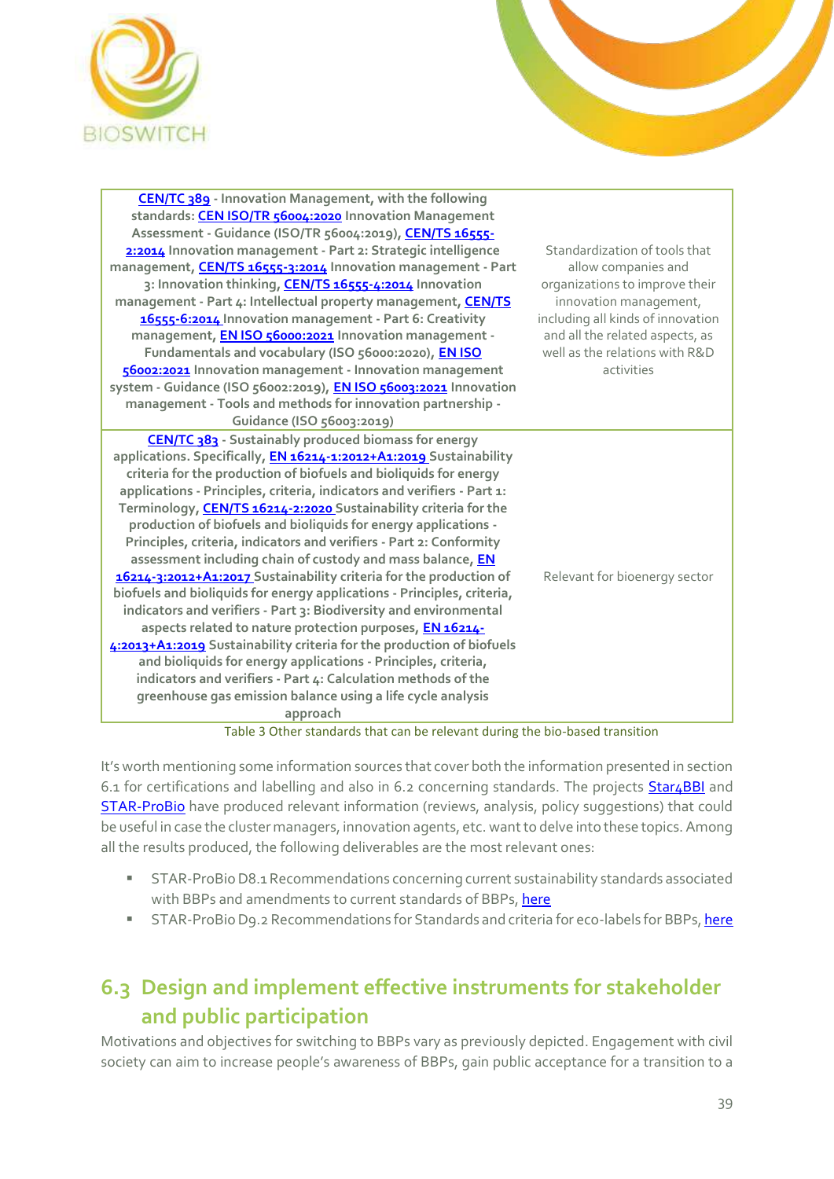| | |
|---|---|
| CEN/TC 389 - Innovation Management, with the following standards: CEN ISO/TR 56004:2020 Innovation Management Assessment - Guidance (ISO/TR 56004:2019), CEN/TS 16555-2:2014 Innovation management - Part 2: Strategic intelligence management, CEN/TS 16555-3:2014 Innovation management - Part 3: Innovation thinking, CEN/TS 16555-4:2014 Innovation management - Part 4: Intellectual property management, CEN/TS 16555-6:2014 Innovation management - Part 6: Creativity management, EN ISO 56000:2021 Innovation management - Fundamentals and vocabulary (ISO 56000:2020), EN ISO 56002:2021 Innovation management - Innovation management system - Guidance (ISO 56002:2019), EN ISO 56003:2021 Innovation management - Tools and methods for innovation partnership - Guidance (ISO 56003:2019) | Standardization of tools that allow companies and organizations to improve their innovation management, including all kinds of innovation and all the related aspects, as well as the relations with R&D activities |
| CEN/TC 383 - Sustainably produced biomass for energy applications. Specifically, EN 16214-1:2012+A1:2019 Sustainability criteria for the production of biofuels and bioliquids for energy applications - Principles, criteria, indicators and verifiers - Part 1: Terminology, CEN/TS 16214-2:2020 Sustainability criteria for the production of biofuels and bioliquids for energy applications - Principles, criteria, indicators and verifiers - Part 2: Conformity assessment including chain of custody and mass balance, EN 16214-3:2012+A1:2017 Sustainability criteria for the production of biofuels and bioliquids for energy applications - Principles, criteria, indicators and verifiers - Part 3: Biodiversity and environmental aspects related to nature protection purposes, EN 16214-4:2013+A1:2019 Sustainability criteria for the production of biofuels and bioliquids for energy applications - Principles, criteria, indicators and verifiers - Part 4: Calculation methods of the greenhouse gas emission balance using a life cycle analysis approach | Relevant for bioenergy sector |

Table 3 Other standards that can be relevant during the bio-based transition

It's worth mentioning some information sources that cover both the information presented in section 6.1 for certifications and labelling and also in 6.2 concerning standards. The projects Star4BBI and STAR-ProBio have produced relevant information (reviews, analysis, policy suggestions) that could be useful in case the cluster managers, innovation agents, etc. want to delve into these topics. Among all the results produced, the following deliverables are the most relevant ones:

- STAR-ProBio D8.1 Recommendations concerning current sustainability standards associated with BBPs and amendments to current standards of BBPs, here
- STAR-ProBio D9.2 Recommendations for Standards and criteria for eco-labels for BBPs, here

## 6.3 Design and implement effective instruments for stakeholder and public participation

Motivations and objectives for switching to BBPs vary as previously depicted. Engagement with civil society can aim to increase people's awareness of BBPs, gain public acceptance for a transition to a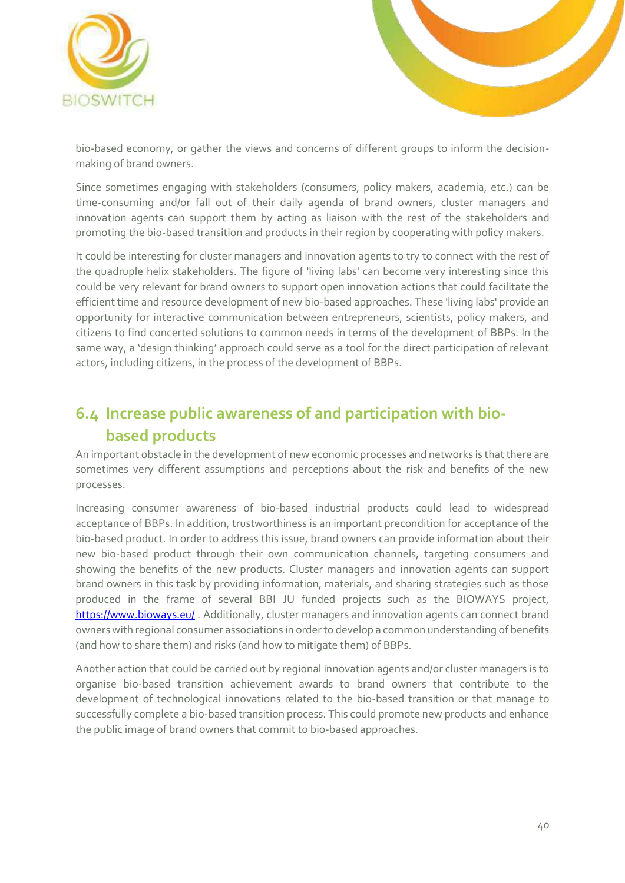bio-based economy, or gather the views and concerns of different groups to inform the decision-making of brand owners.

Since sometimes engaging with stakeholders (consumers, policy makers, academia, etc.) can be time-consuming and/or fall out of their daily agenda of brand owners, cluster managers and innovation agents can support them by acting as liaison with the rest of the stakeholders and promoting the bio-based transition and products in their region by cooperating with policy makers.

It could be interesting for cluster managers and innovation agents to try to connect with the rest of the quadruple helix stakeholders. The figure of 'living labs' can become very interesting since this could be very relevant for brand owners to support open innovation actions that could facilitate the efficient time and resource development of new bio-based approaches. These 'living labs' provide an opportunity for interactive communication between entrepreneurs, scientists, policy makers, and citizens to find concerted solutions to common needs in terms of the development of BBPs. In the same way, a 'design thinking' approach could serve as a tool for the direct participation of relevant actors, including citizens, in the process of the development of BBPs.

## 6.4 Increase public awareness of and participation with bio-based products

An important obstacle in the development of new economic processes and networks is that there are sometimes very different assumptions and perceptions about the risk and benefits of the new processes.

Increasing consumer awareness of bio-based industrial products could lead to widespread acceptance of BBPs. In addition, trustworthiness is an important precondition for acceptance of the bio-based product. In order to address this issue, brand owners can provide information about their new bio-based product through their own communication channels, targeting consumers and showing the benefits of the new products. Cluster managers and innovation agents can support brand owners in this task by providing information, materials, and sharing strategies such as those produced in the frame of several BBI JU funded projects such as the BIOWAYS project, https://www.bioways.eu/ . Additionally, cluster managers and innovation agents can connect brand owners with regional consumer associations in order to develop a common understanding of benefits (and how to share them) and risks (and how to mitigate them) of BBPs.

Another action that could be carried out by regional innovation agents and/or cluster managers is to organise bio-based transition achievement awards to brand owners that contribute to the development of technological innovations related to the bio-based transition or that manage to successfully complete a bio-based transition process. This could promote new products and enhance the public image of brand owners that commit to bio-based approaches.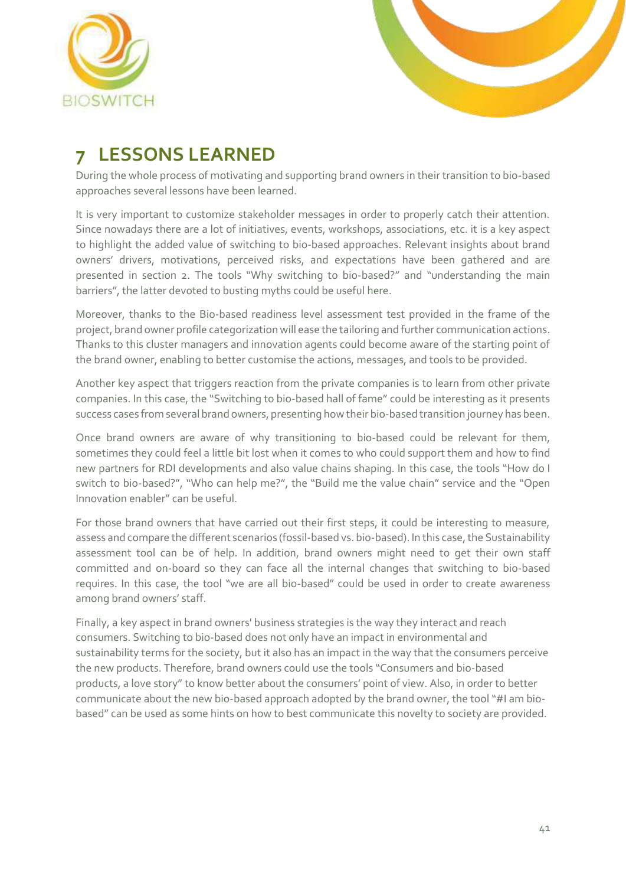# 7 LESSONS LEARNED

During the whole process of motivating and supporting brand owners in their transition to bio-based approaches several lessons have been learned.

It is very important to customize stakeholder messages in order to properly catch their attention. Since nowadays there are a lot of initiatives, events, workshops, associations, etc. it is a key aspect to highlight the added value of switching to bio-based approaches. Relevant insights about brand owners' drivers, motivations, perceived risks, and expectations have been gathered and are presented in section 2. The tools "Why switching to bio-based?" and "understanding the main barriers", the latter devoted to busting myths could be useful here.

Moreover, thanks to the Bio-based readiness level assessment test provided in the frame of the project, brand owner profile categorization will ease the tailoring and further communication actions. Thanks to this cluster managers and innovation agents could become aware of the starting point of the brand owner, enabling to better customise the actions, messages, and tools to be provided.

Another key aspect that triggers reaction from the private companies is to learn from other private companies. In this case, the "Switching to bio-based hall of fame" could be interesting as it presents success cases from several brand owners, presenting how their bio-based transition journey has been.

Once brand owners are aware of why transitioning to bio-based could be relevant for them, sometimes they could feel a little bit lost when it comes to who could support them and how to find new partners for RDI developments and also value chains shaping. In this case, the tools "How do I switch to bio-based?", "Who can help me?", the "Build me the value chain" service and the "Open Innovation enabler" can be useful.

For those brand owners that have carried out their first steps, it could be interesting to measure, assess and compare the different scenarios (fossil-based vs. bio-based). In this case, the Sustainability assessment tool can be of help. In addition, brand owners might need to get their own staff committed and on-board so they can face all the internal changes that switching to bio-based requires. In this case, the tool "we are all bio-based" could be used in order to create awareness among brand owners' staff.

Finally, a key aspect in brand owners' business strategies is the way they interact and reach consumers. Switching to bio-based does not only have an impact in environmental and sustainability terms for the society, but it also has an impact in the way that the consumers perceive the new products. Therefore, brand owners could use the tools "Consumers and bio-based products, a love story" to know better about the consumers' point of view. Also, in order to better communicate about the new bio-based approach adopted by the brand owner, the tool "#I am bio-based" can be used as some hints on how to best communicate this novelty to society are provided.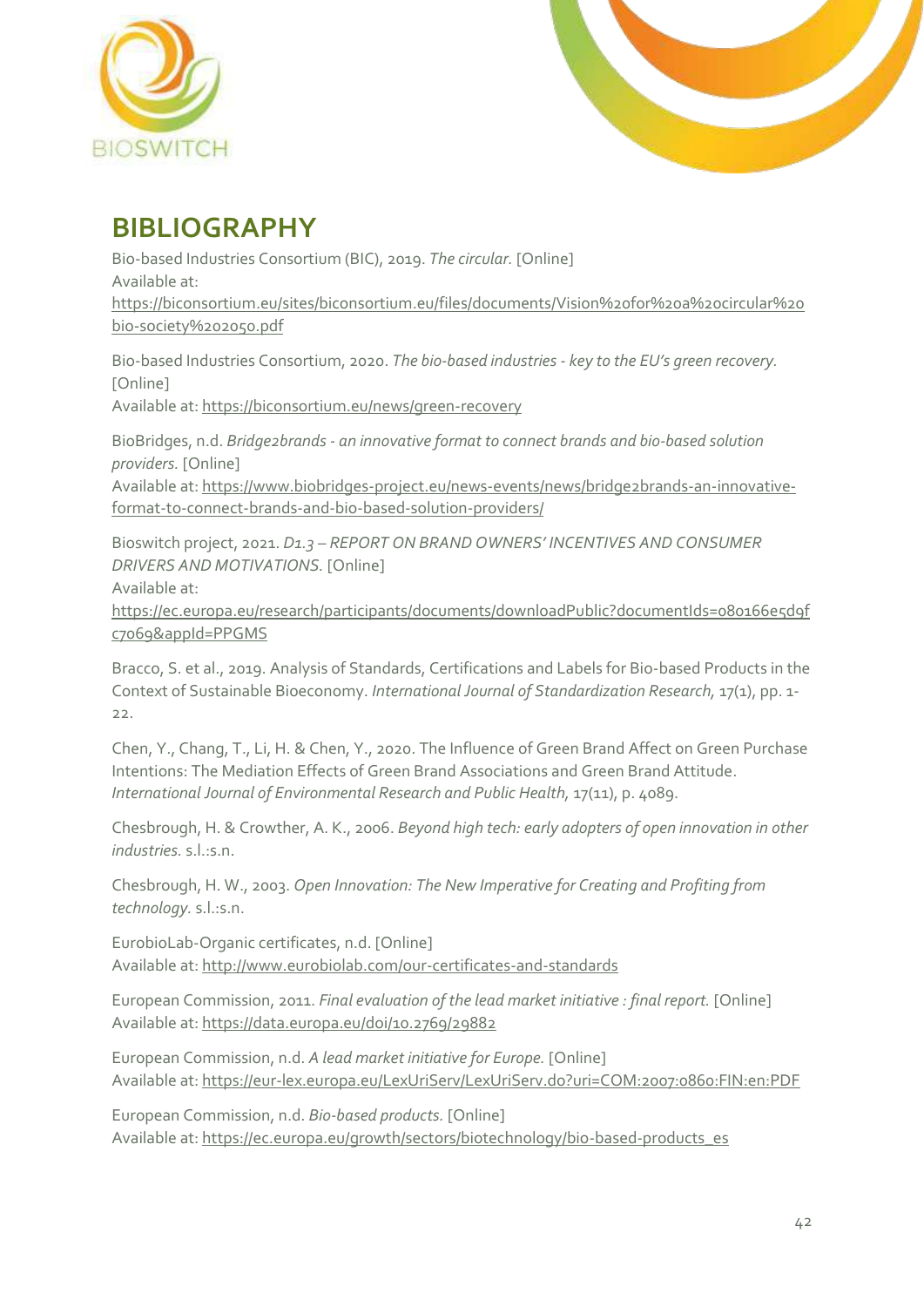# BIBLIOGRAPHY

Bio-based Industries Consortium (BIC), 2019. *The circular.* [Online]
Available at:
https://biconsortium.eu/sites/biconsortium.eu/files/documents/Vision%20for%20a%20circular%20bio-society%202050.pdf

Bio-based Industries Consortium, 2020. *The bio-based industries - key to the EU's green recovery.* [Online]
Available at: https://biconsortium.eu/news/green-recovery

BioBridges, n.d. *Bridge2brands - an innovative format to connect brands and bio-based solution providers.* [Online]
Available at: https://www.biobridges-project.eu/news-events/news/bridge2brands-an-innovative-format-to-connect-brands-and-bio-based-solution-providers/

Bioswitch project, 2021. *D1.3 – REPORT ON BRAND OWNERS' INCENTIVES AND CONSUMER DRIVERS AND MOTIVATIONS.* [Online]
Available at:
https://ec.europa.eu/research/participants/documents/downloadPublic?documentIds=080166e5d9fc7069&appId=PPGMS

Bracco, S. et al., 2019. Analysis of Standards, Certifications and Labels for Bio-based Products in the Context of Sustainable Bioeconomy. *International Journal of Standardization Research,* 17(1), pp. 1-22.

Chen, Y., Chang, T., Li, H. & Chen, Y., 2020. The Influence of Green Brand Affect on Green Purchase Intentions: The Mediation Effects of Green Brand Associations and Green Brand Attitude. *International Journal of Environmental Research and Public Health,* 17(11), p. 4089.

Chesbrough, H. & Crowther, A. K., 2006. *Beyond high tech: early adopters of open innovation in other industries.* s.l.:s.n.

Chesbrough, H. W., 2003. *Open Innovation: The New Imperative for Creating and Profiting from technology.* s.l.:s.n.

EurobioLab-Organic certificates, n.d. [Online]
Available at: http://www.eurobiolab.com/our-certificates-and-standards

European Commission, 2011. *Final evaluation of the lead market initiative : final report.* [Online]
Available at: https://data.europa.eu/doi/10.2769/29882

European Commission, n.d. *A lead market initiative for Europe.* [Online]
Available at: https://eur-lex.europa.eu/LexUriServ/LexUriServ.do?uri=COM:2007:0860:FIN:en:PDF

European Commission, n.d. *Bio-based products.* [Online]
Available at: https://ec.europa.eu/growth/sectors/biotechnology/bio-based-products_es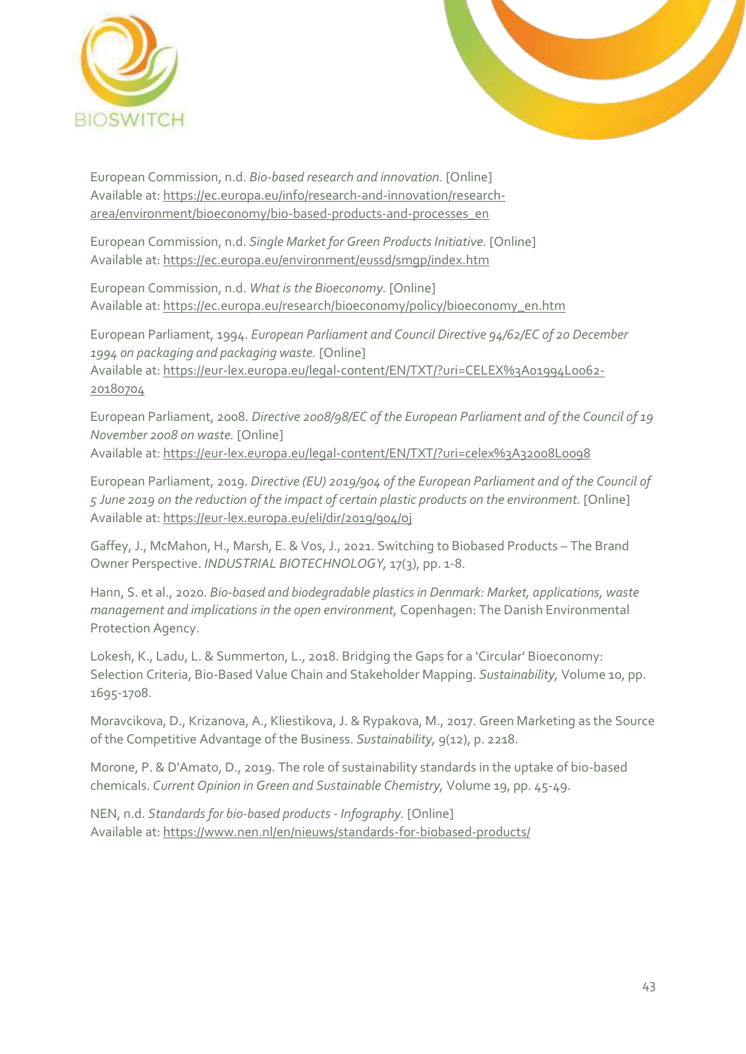European Commission, n.d. *Bio-based research and innovation.* [Online] Available at: https://ec.europa.eu/info/research-and-innovation/research-area/environment/bioeconomy/bio-based-products-and-processes_en

European Commission, n.d. *Single Market for Green Products Initiative.* [Online] Available at: https://ec.europa.eu/environment/eussd/smgp/index.htm

European Commission, n.d. *What is the Bioeconomy.* [Online] Available at: https://ec.europa.eu/research/bioeconomy/policy/bioeconomy_en.htm

European Parliament, 1994. *European Parliament and Council Directive 94/62/EC of 20 December 1994 on packaging and packaging waste.* [Online] Available at: https://eur-lex.europa.eu/legal-content/EN/TXT/?uri=CELEX%3A01994L0062-20180704

European Parliament, 2008. *Directive 2008/98/EC of the European Parliament and of the Council of 19 November 2008 on waste.* [Online] Available at: https://eur-lex.europa.eu/legal-content/EN/TXT/?uri=celex%3A32008L0098

European Parliament, 2019. *Directive (EU) 2019/904 of the European Parliament and of the Council of 5 June 2019 on the reduction of the impact of certain plastic products on the environment.* [Online] Available at: https://eur-lex.europa.eu/eli/dir/2019/904/oj

Gaffey, J., McMahon, H., Marsh, E. & Vos, J., 2021. Switching to Biobased Products – The Brand Owner Perspective. *INDUSTRIAL BIOTECHNOLOGY,* 17(3), pp. 1-8.

Hann, S. et al., 2020. *Bio-based and biodegradable plastics in Denmark: Market, applications, waste management and implications in the open environment,* Copenhagen: The Danish Environmental Protection Agency.

Lokesh, K., Ladu, L. & Summerton, L., 2018. Bridging the Gaps for a 'Circular' Bioeconomy: Selection Criteria, Bio-Based Value Chain and Stakeholder Mapping. *Sustainability,* Volume 10, pp. 1695-1708.

Moravcikova, D., Krizanova, A., Kliestikova, J. & Rypakova, M., 2017. Green Marketing as the Source of the Competitive Advantage of the Business. *Sustainability,* 9(12), p. 2218.

Morone, P. & D'Amato, D., 2019. The role of sustainability standards in the uptake of bio-based chemicals. *Current Opinion in Green and Sustainable Chemistry,* Volume 19, pp. 45-49.

NEN, n.d. *Standards for bio-based products - Infography.* [Online] Available at: https://www.nen.nl/en/nieuws/standards-for-biobased-products/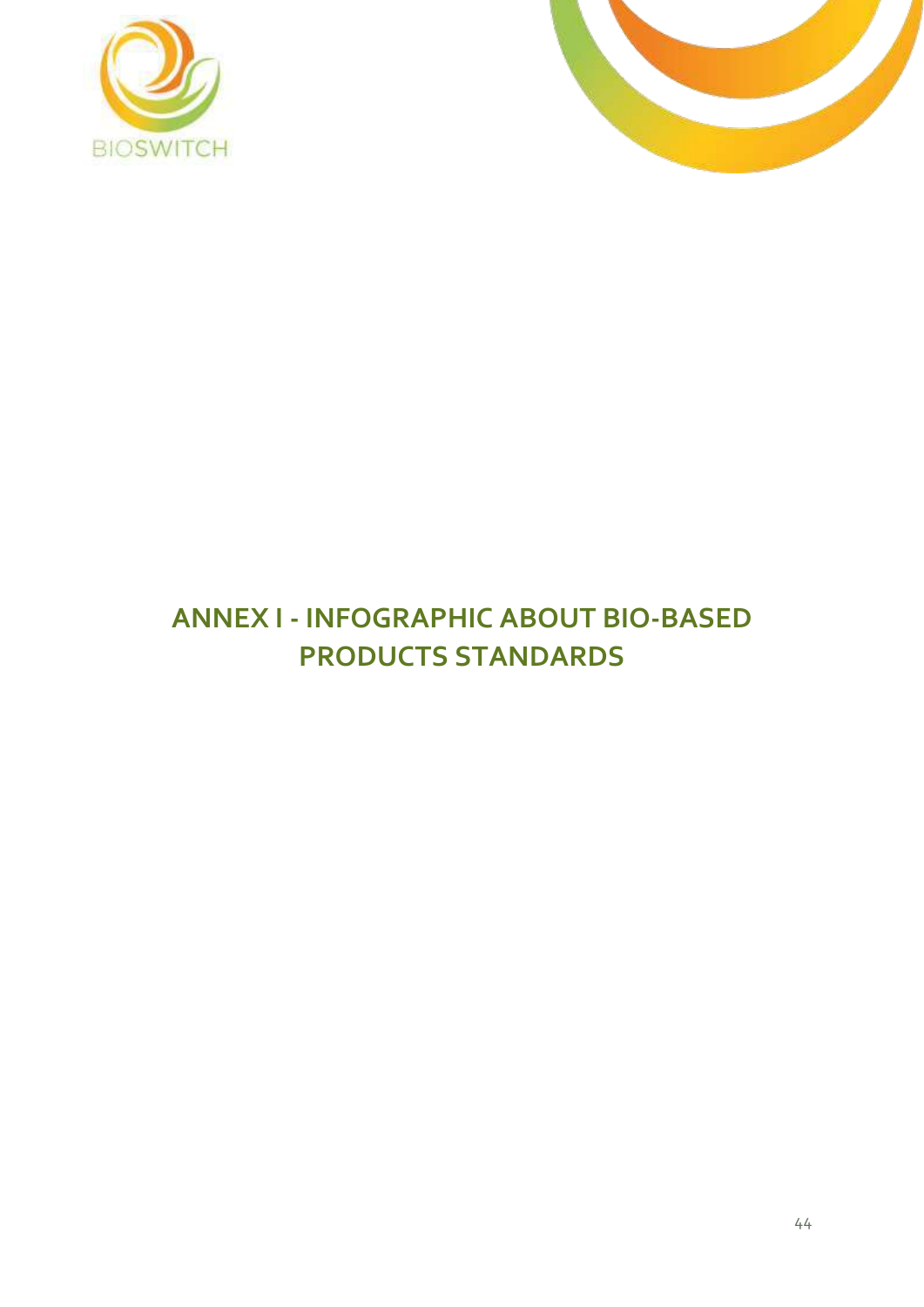# ANNEX I - INFOGRAPHIC ABOUT BIO-BASED PRODUCTS STANDARDS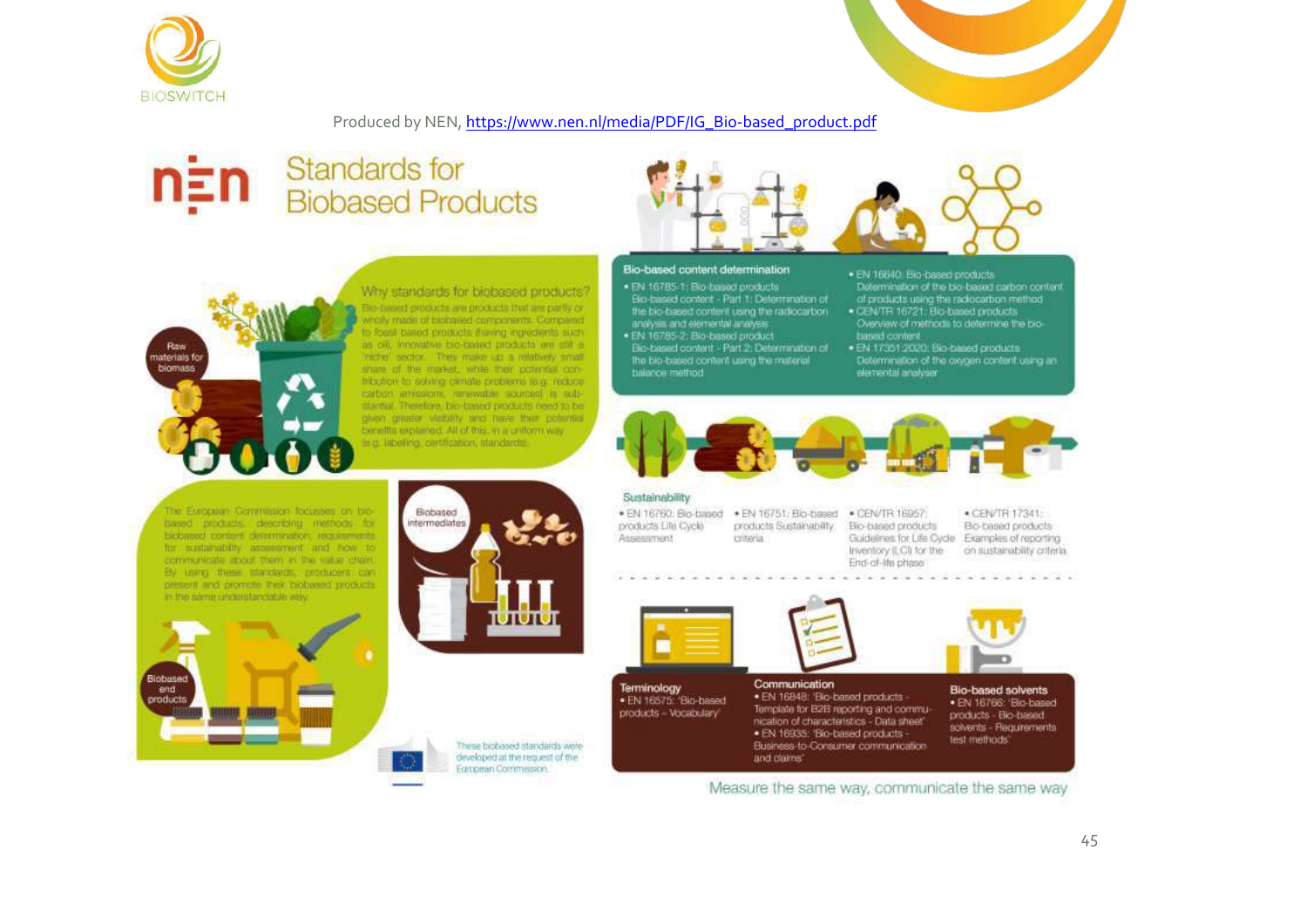Produced by NEN, https://www.nen.nl/media/PDF/IG_Bio-based_product.pdf

# Standards for Biobased Products

## Why standards for biobased products?

Bio-based products are products that are partly or wholly made of biobased components. Compared to fossil based products (having ingredients such as oil), innovative bio-based products are still a 'niche' sector. They make up a relatively small share of the market, while their potential contribution to solving climate problems (e.g. reduce carbon emissions, renewable sources) is substantial. Therefore, bio-based products need to be given greater visibility and have their potential benefits explained. All of this, in a uniform way (e.g. labeling, certification, standards).

Raw materials for biomass

The European Commission focusses on bio-based products, describing methods for biobased content determination, requirements for sustainability assessment and how to communicate about them in the value chain. By using these standards, producers can present and promote their biobased products in the same understandable way.

Biobased intermediates

Biobased end products

These biobased standards were developed at the request of the European Commission.

## Bio-based content determination

- EN 16785-1: Bio-based products
  Bio-based content - Part 1: Determination of the bio-based content using the radiocarbon analysis and elemental analysis
- EN 16785-2: Bio-based product
  Bio-based content - Part 2: Determination of the bio-based content using the material balance method
- EN 16640: Bio-based products
  Determination of the bio-based carbon content of products using the radiocarbon method
- CEN/TR 16721: Bio-based products
  Overview of methods to determine the bio-based content
- EN 17351:2020: Bio-based products
  Determination of the oxygen content using an elemental analyser

## Sustainability

- EN 16760: Bio-based products Life Cycle Assessment
- EN 16751: Bio-based products Sustainability criteria
- CEN/TR 16957: Bio-based products Guidelines for Life Cycle Inventory (LCI) for the End-of-life phase
- CEN/TR 17341: Bio-based products Examples of reporting on sustainability criteria

## Terminology

- EN 16575: 'Bio-based products – Vocabulary'

## Communication

- EN 16848: 'Bio-based products - Template for B2B reporting and communication of characteristics - Data sheet'
- EN 16935: 'Bio-based products - Business-to-Consumer communication and claims'

## Bio-based solvents

- EN 16766: 'Bio-based products - Bio-based solvents - Requirements test methods'

Measure the same way, communicate the same way